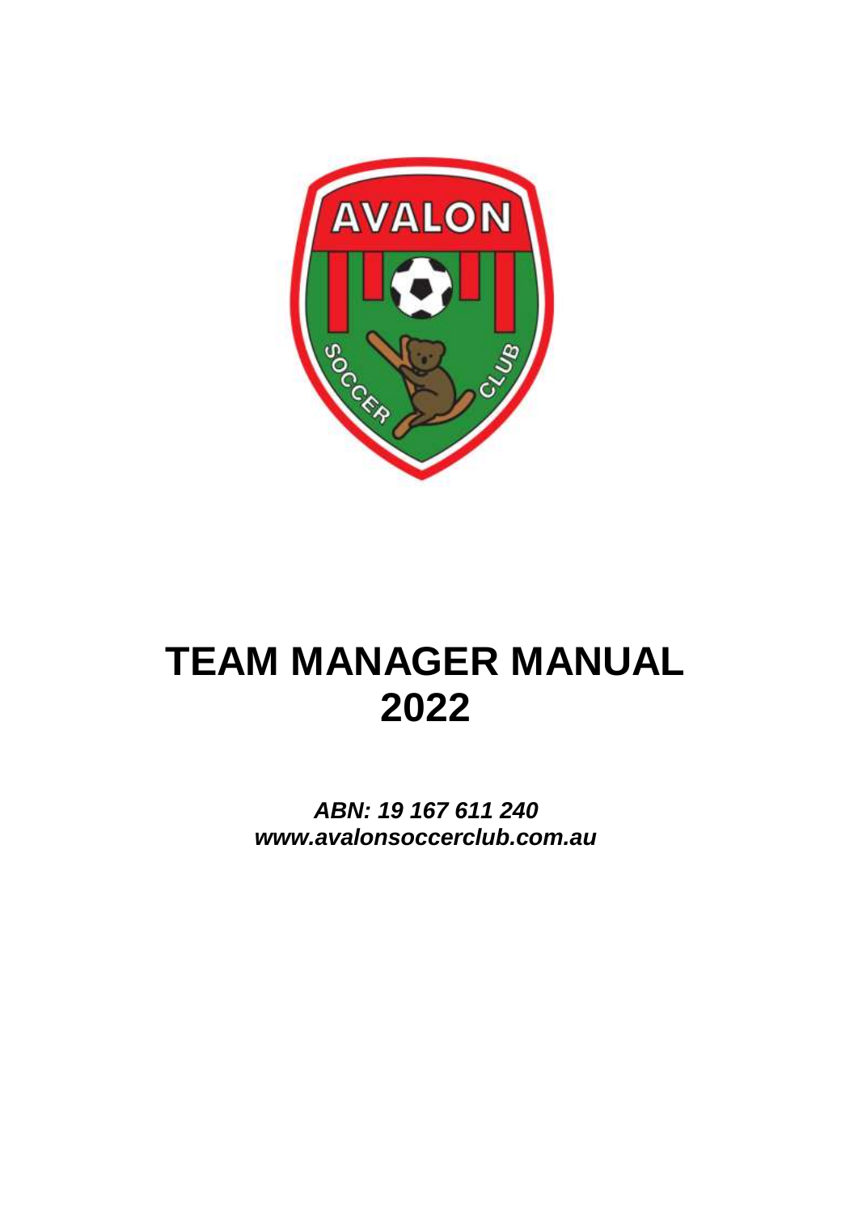# TEAM MANAGER MANUAL 2022

***ABN: 19 167 611 240***
***www.avalonsoccerclub.com.au***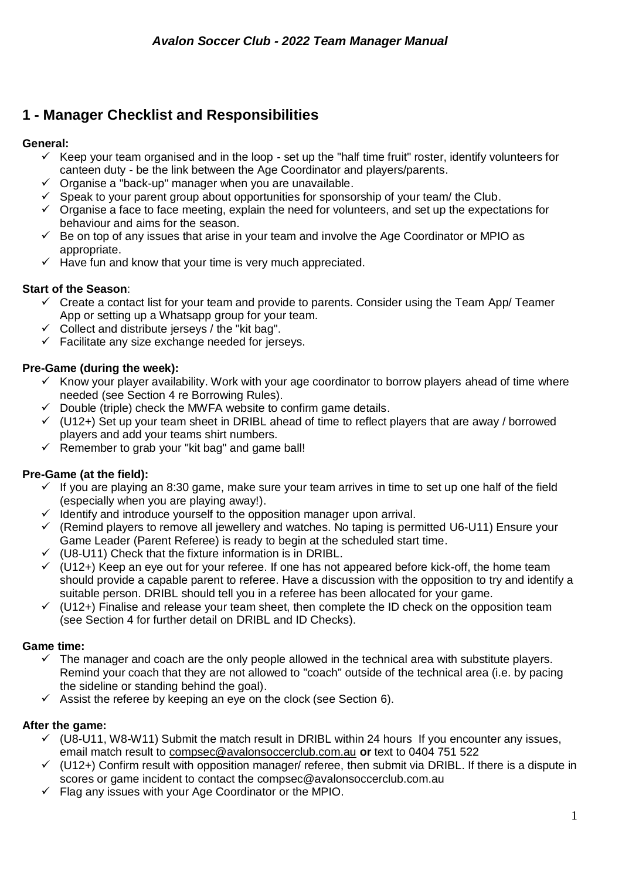# 1 - Manager Checklist and Responsibilities

**General:**

- ✓ Keep your team organised and in the loop - set up the "half time fruit" roster, identify volunteers for canteen duty - be the link between the Age Coordinator and players/parents.
- ✓ Organise a "back-up" manager when you are unavailable.
- ✓ Speak to your parent group about opportunities for sponsorship of your team/ the Club.
- ✓ Organise a face to face meeting, explain the need for volunteers, and set up the expectations for behaviour and aims for the season.
- ✓ Be on top of any issues that arise in your team and involve the Age Coordinator or MPIO as appropriate.
- ✓ Have fun and know that your time is very much appreciated.

**Start of the Season**:

- ✓ Create a contact list for your team and provide to parents. Consider using the Team App/ Teamer App or setting up a Whatsapp group for your team.
- ✓ Collect and distribute jerseys / the "kit bag".
- ✓ Facilitate any size exchange needed for jerseys.

**Pre-Game (during the week):**

- ✓ Know your player availability. Work with your age coordinator to borrow players ahead of time where needed (see Section 4 re Borrowing Rules).
- ✓ Double (triple) check the MWFA website to confirm game details.
- ✓ (U12+) Set up your team sheet in DRIBL ahead of time to reflect players that are away / borrowed players and add your teams shirt numbers.
- ✓ Remember to grab your "kit bag" and game ball!

**Pre-Game (at the field):**

- ✓ If you are playing an 8:30 game, make sure your team arrives in time to set up one half of the field (especially when you are playing away!).
- ✓ Identify and introduce yourself to the opposition manager upon arrival.
- ✓ (Remind players to remove all jewellery and watches. No taping is permitted U6-U11) Ensure your Game Leader (Parent Referee) is ready to begin at the scheduled start time.
- ✓ (U8-U11) Check that the fixture information is in DRIBL.
- ✓ (U12+) Keep an eye out for your referee. If one has not appeared before kick-off, the home team should provide a capable parent to referee. Have a discussion with the opposition to try and identify a suitable person. DRIBL should tell you in a referee has been allocated for your game.
- ✓ (U12+) Finalise and release your team sheet, then complete the ID check on the opposition team (see Section 4 for further detail on DRIBL and ID Checks).

**Game time:**

- ✓ The manager and coach are the only people allowed in the technical area with substitute players. Remind your coach that they are not allowed to "coach" outside of the technical area (i.e. by pacing the sideline or standing behind the goal).
- ✓ Assist the referee by keeping an eye on the clock (see Section 6).

**After the game:**

- ✓ (U8-U11, W8-W11) Submit the match result in DRIBL within 24 hours If you encounter any issues, email match result to compsec@avalonsoccerclub.com.au **or** text to 0404 751 522
- ✓ (U12+) Confirm result with opposition manager/ referee, then submit via DRIBL. If there is a dispute in scores or game incident to contact the compsec@avalonsoccerclub.com.au
- ✓ Flag any issues with your Age Coordinator or the MPIO.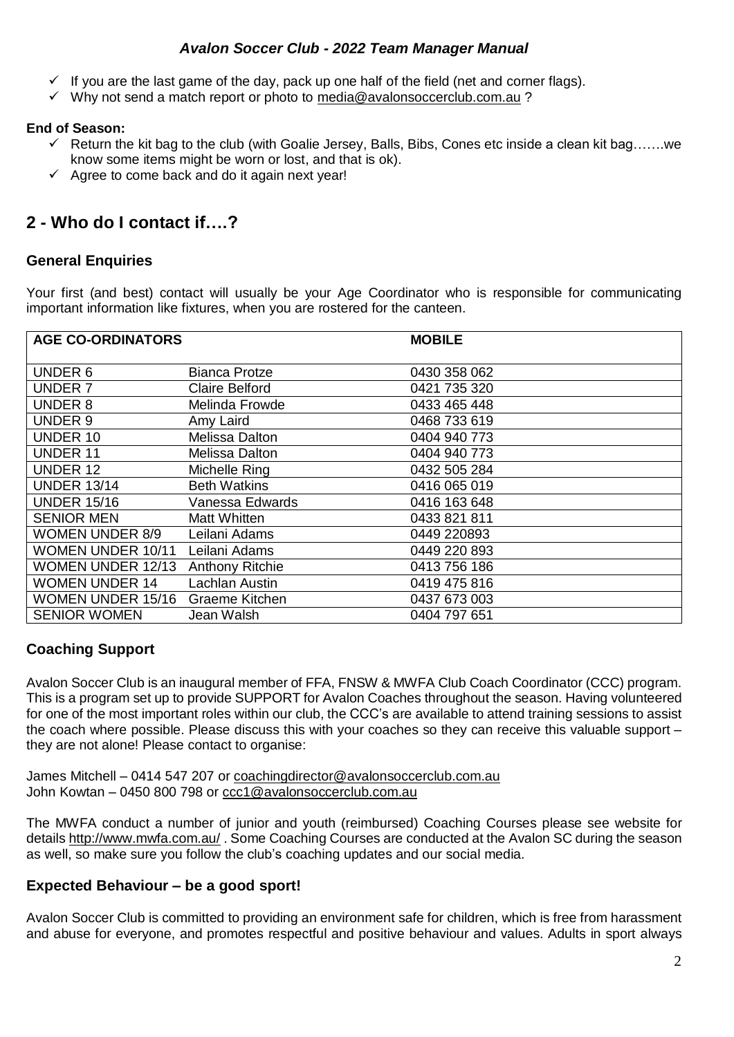- ✓ If you are the last game of the day, pack up one half of the field (net and corner flags).
- ✓ Why not send a match report or photo to media@avalonsoccerclub.com.au ?

**End of Season:**

- ✓ Return the kit bag to the club (with Goalie Jersey, Balls, Bibs, Cones etc inside a clean kit bag…….we know some items might be worn or lost, and that is ok).
- ✓ Agree to come back and do it again next year!

## 2 - Who do I contact if….?

### General Enquiries

Your first (and best) contact will usually be your Age Coordinator who is responsible for communicating important information like fixtures, when you are rostered for the canteen.

| AGE CO-ORDINATORS | | MOBILE |
|---|---|---|
| UNDER 6 | Bianca Protze | 0430 358 062 |
| UNDER 7 | Claire Belford | 0421 735 320 |
| UNDER 8 | Melinda Frowde | 0433 465 448 |
| UNDER 9 | Amy Laird | 0468 733 619 |
| UNDER 10 | Melissa Dalton | 0404 940 773 |
| UNDER 11 | Melissa Dalton | 0404 940 773 |
| UNDER 12 | Michelle Ring | 0432 505 284 |
| UNDER 13/14 | Beth Watkins | 0416 065 019 |
| UNDER 15/16 | Vanessa Edwards | 0416 163 648 |
| SENIOR MEN | Matt Whitten | 0433 821 811 |
| WOMEN UNDER 8/9 | Leilani Adams | 0449 220893 |
| WOMEN UNDER 10/11 | Leilani Adams | 0449 220 893 |
| WOMEN UNDER 12/13 | Anthony Ritchie | 0413 756 186 |
| WOMEN UNDER 14 | Lachlan Austin | 0419 475 816 |
| WOMEN UNDER 15/16 | Graeme Kitchen | 0437 673 003 |
| SENIOR WOMEN | Jean Walsh | 0404 797 651 |

### Coaching Support

Avalon Soccer Club is an inaugural member of FFA, FNSW & MWFA Club Coach Coordinator (CCC) program. This is a program set up to provide SUPPORT for Avalon Coaches throughout the season. Having volunteered for one of the most important roles within our club, the CCC's are available to attend training sessions to assist the coach where possible. Please discuss this with your coaches so they can receive this valuable support – they are not alone! Please contact to organise:

James Mitchell – 0414 547 207 or coachingdirector@avalonsoccerclub.com.au
John Kowtan – 0450 800 798 or ccc1@avalonsoccerclub.com.au

The MWFA conduct a number of junior and youth (reimbursed) Coaching Courses please see website for details http://www.mwfa.com.au/ . Some Coaching Courses are conducted at the Avalon SC during the season as well, so make sure you follow the club's coaching updates and our social media.

### Expected Behaviour – be a good sport!

Avalon Soccer Club is committed to providing an environment safe for children, which is free from harassment and abuse for everyone, and promotes respectful and positive behaviour and values. Adults in sport always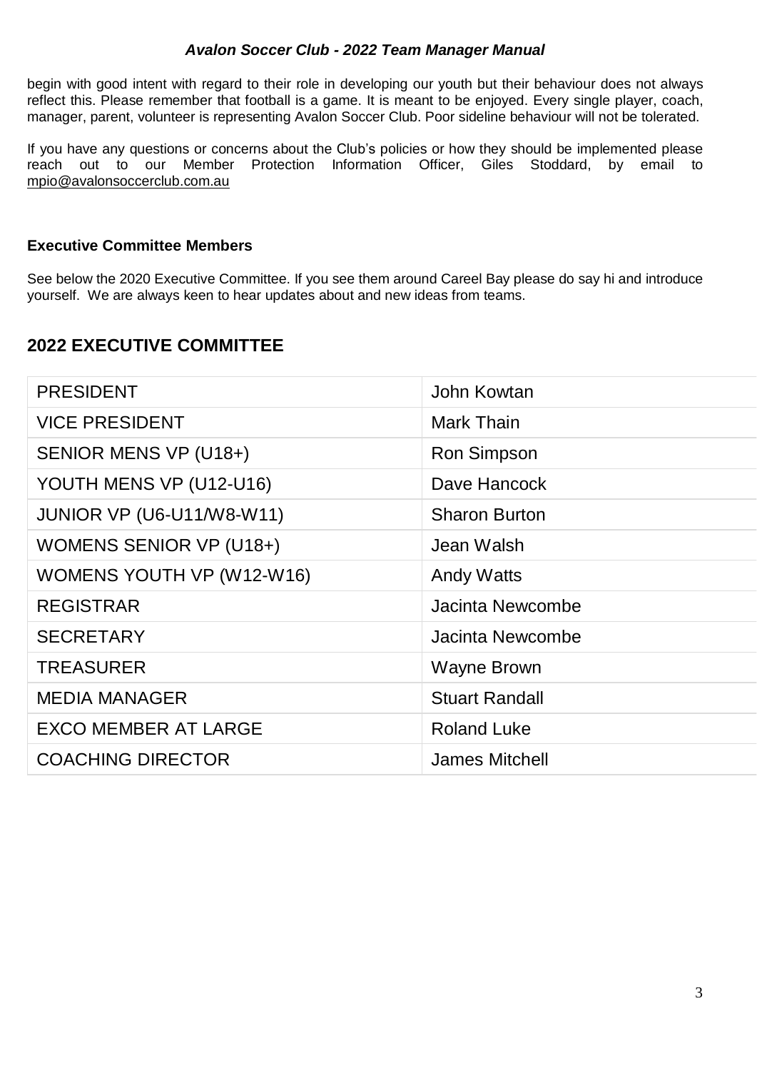begin with good intent with regard to their role in developing our youth but their behaviour does not always reflect this. Please remember that football is a game. It is meant to be enjoyed. Every single player, coach, manager, parent, volunteer is representing Avalon Soccer Club. Poor sideline behaviour will not be tolerated.

If you have any questions or concerns about the Club's policies or how they should be implemented please reach out to our Member Protection Information Officer, Giles Stoddard, by email to mpio@avalonsoccerclub.com.au

**Executive Committee Members**

See below the 2020 Executive Committee. If you see them around Careel Bay please do say hi and introduce yourself. We are always keen to hear updates about and new ideas from teams.

## 2022 EXECUTIVE COMMITTEE

| | |
|---|---|
| PRESIDENT | John Kowtan |
| VICE PRESIDENT | Mark Thain |
| SENIOR MENS VP (U18+) | Ron Simpson |
| YOUTH MENS VP (U12-U16) | Dave Hancock |
| JUNIOR VP (U6-U11/W8-W11) | Sharon Burton |
| WOMENS SENIOR VP (U18+) | Jean Walsh |
| WOMENS YOUTH VP (W12-W16) | Andy Watts |
| REGISTRAR | Jacinta Newcombe |
| SECRETARY | Jacinta Newcombe |
| TREASURER | Wayne Brown |
| MEDIA MANAGER | Stuart Randall |
| EXCO MEMBER AT LARGE | Roland Luke |
| COACHING DIRECTOR | James Mitchell |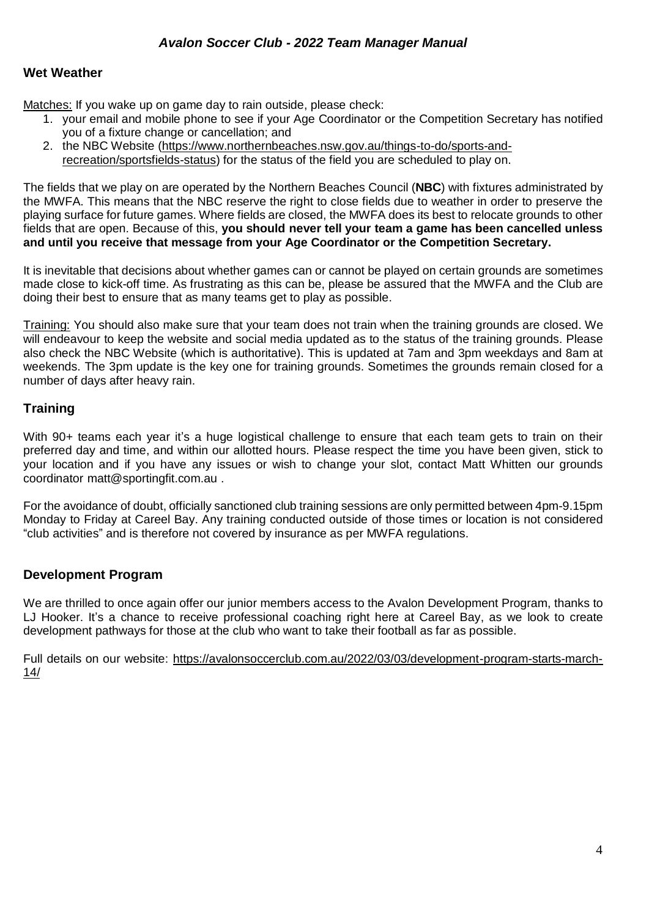## Wet Weather

Matches: If you wake up on game day to rain outside, please check:

1. your email and mobile phone to see if your Age Coordinator or the Competition Secretary has notified you of a fixture change or cancellation; and
2. the NBC Website (https://www.northernbeaches.nsw.gov.au/things-to-do/sports-and-recreation/sportsfields-status) for the status of the field you are scheduled to play on.

The fields that we play on are operated by the Northern Beaches Council (**NBC**) with fixtures administrated by the MWFA. This means that the NBC reserve the right to close fields due to weather in order to preserve the playing surface for future games. Where fields are closed, the MWFA does its best to relocate grounds to other fields that are open. Because of this, **you should never tell your team a game has been cancelled unless and until you receive that message from your Age Coordinator or the Competition Secretary.**

It is inevitable that decisions about whether games can or cannot be played on certain grounds are sometimes made close to kick-off time. As frustrating as this can be, please be assured that the MWFA and the Club are doing their best to ensure that as many teams get to play as possible.

Training: You should also make sure that your team does not train when the training grounds are closed. We will endeavour to keep the website and social media updated as to the status of the training grounds. Please also check the NBC Website (which is authoritative). This is updated at 7am and 3pm weekdays and 8am at weekends. The 3pm update is the key one for training grounds. Sometimes the grounds remain closed for a number of days after heavy rain.

## Training

With 90+ teams each year it's a huge logistical challenge to ensure that each team gets to train on their preferred day and time, and within our allotted hours. Please respect the time you have been given, stick to your location and if you have any issues or wish to change your slot, contact Matt Whitten our grounds coordinator matt@sportingfit.com.au .

For the avoidance of doubt, officially sanctioned club training sessions are only permitted between 4pm-9.15pm Monday to Friday at Careel Bay. Any training conducted outside of those times or location is not considered "club activities" and is therefore not covered by insurance as per MWFA regulations.

## Development Program

We are thrilled to once again offer our junior members access to the Avalon Development Program, thanks to LJ Hooker. It's a chance to receive professional coaching right here at Careel Bay, as we look to create development pathways for those at the club who want to take their football as far as possible.

Full details on our website: https://avalonsoccerclub.com.au/2022/03/03/development-program-starts-march-14/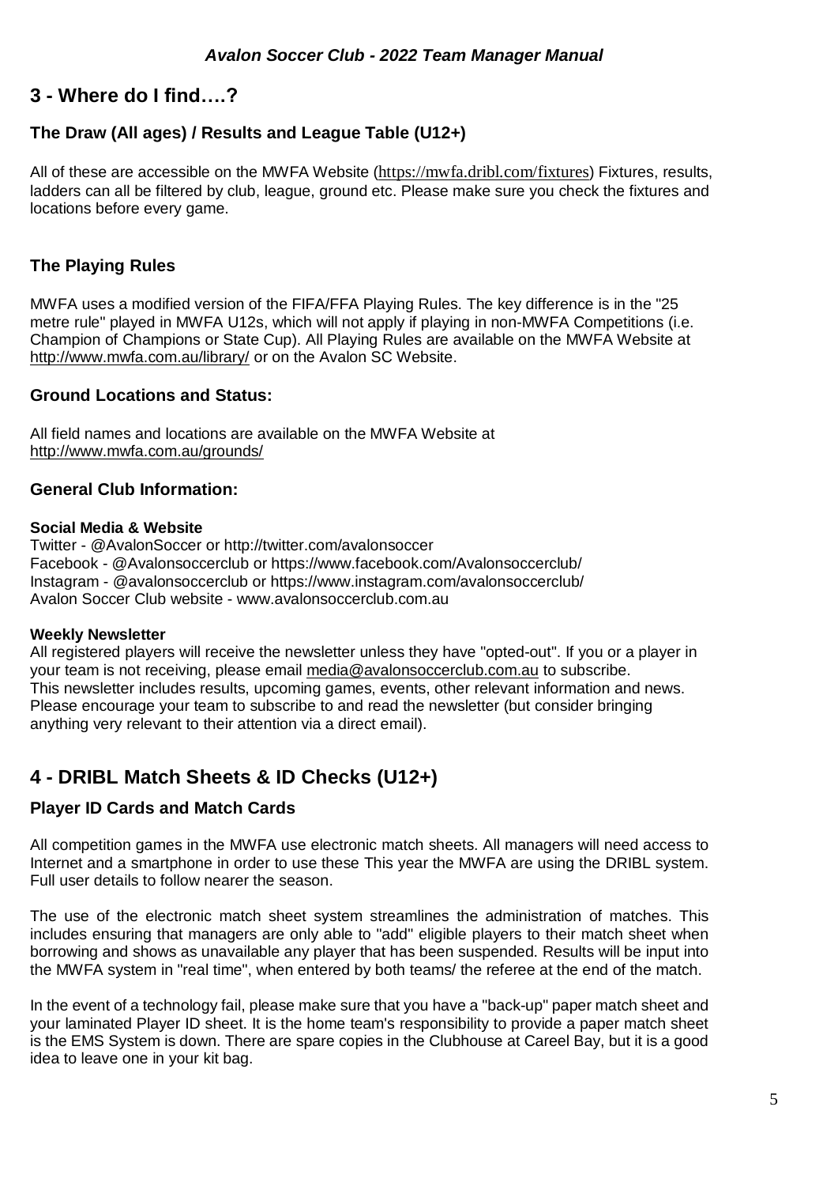## 3 - Where do I find….?

### The Draw (All ages) / Results and League Table (U12+)

All of these are accessible on the MWFA Website (https://mwfa.dribl.com/fixtures) Fixtures, results, ladders can all be filtered by club, league, ground etc. Please make sure you check the fixtures and locations before every game.

### The Playing Rules

MWFA uses a modified version of the FIFA/FFA Playing Rules. The key difference is in the "25 metre rule" played in MWFA U12s, which will not apply if playing in non-MWFA Competitions (i.e. Champion of Champions or State Cup). All Playing Rules are available on the MWFA Website at http://www.mwfa.com.au/library/ or on the Avalon SC Website.

### Ground Locations and Status:

All field names and locations are available on the MWFA Website at http://www.mwfa.com.au/grounds/

### General Club Information:

**Social Media & Website**

Twitter - @AvalonSoccer or http://twitter.com/avalonsoccer
Facebook - @Avalonsoccerclub or https://www.facebook.com/Avalonsoccerclub/
Instagram - @avalonsoccerclub or https://www.instagram.com/avalonsoccerclub/
Avalon Soccer Club website - www.avalonsoccerclub.com.au

**Weekly Newsletter**

All registered players will receive the newsletter unless they have "opted-out". If you or a player in your team is not receiving, please email media@avalonsoccerclub.com.au to subscribe.
This newsletter includes results, upcoming games, events, other relevant information and news. Please encourage your team to subscribe to and read the newsletter (but consider bringing anything very relevant to their attention via a direct email).

## 4 - DRIBL Match Sheets & ID Checks (U12+)

### Player ID Cards and Match Cards

All competition games in the MWFA use electronic match sheets. All managers will need access to Internet and a smartphone in order to use these This year the MWFA are using the DRIBL system. Full user details to follow nearer the season.

The use of the electronic match sheet system streamlines the administration of matches. This includes ensuring that managers are only able to "add" eligible players to their match sheet when borrowing and shows as unavailable any player that has been suspended. Results will be input into the MWFA system in "real time", when entered by both teams/ the referee at the end of the match.

In the event of a technology fail, please make sure that you have a "back-up" paper match sheet and your laminated Player ID sheet. It is the home team's responsibility to provide a paper match sheet is the EMS System is down. There are spare copies in the Clubhouse at Careel Bay, but it is a good idea to leave one in your kit bag.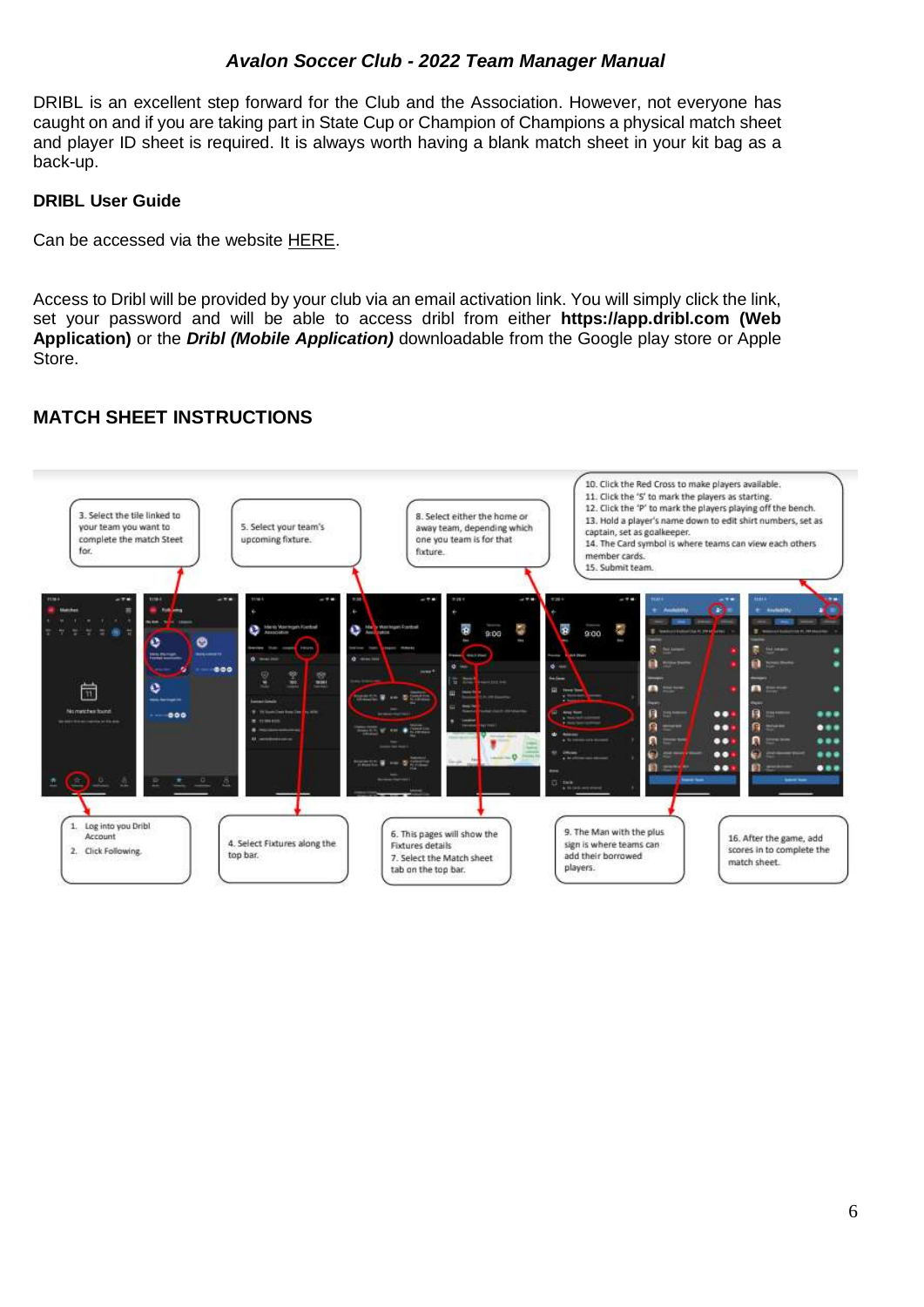DRIBL is an excellent step forward for the Club and the Association. However, not everyone has caught on and if you are taking part in State Cup or Champion of Champions a physical match sheet and player ID sheet is required. It is always worth having a blank match sheet in your kit bag as a back-up.

**DRIBL User Guide**

Can be accessed via the website HERE.

Access to Dribl will be provided by your club via an email activation link. You will simply click the link, set your password and will be able to access dribl from either **https://app.dribl.com (Web Application)** or the ***Dribl (Mobile Application)*** downloadable from the Google play store or Apple Store.

## MATCH SHEET INSTRUCTIONS

1. Log into you Dribl Account
2. Click Following.
3. Select the tile linked to your team you want to complete the match Steet for.
4. Select Fixtures along the top bar.
5. Select your team's upcoming fixture.
6. This pages will show the Fixtures details
7. Select the Match sheet tab on the top bar.
8. Select either the home or away team, depending which one you team is for that fixture.
9. The Man with the plus sign is where teams can add their borrowed players.
10. Click the Red Cross to make players available.
11. Click the 'S' to mark the players as starting.
12. Click the 'P' to mark the players playing off the bench.
13. Hold a player's name down to edit shirt numbers, set as captain, set as goalkeeper.
14. The Card symbol is where teams can view each others member cards.
15. Submit team.
16. After the game, add scores in to complete the match sheet.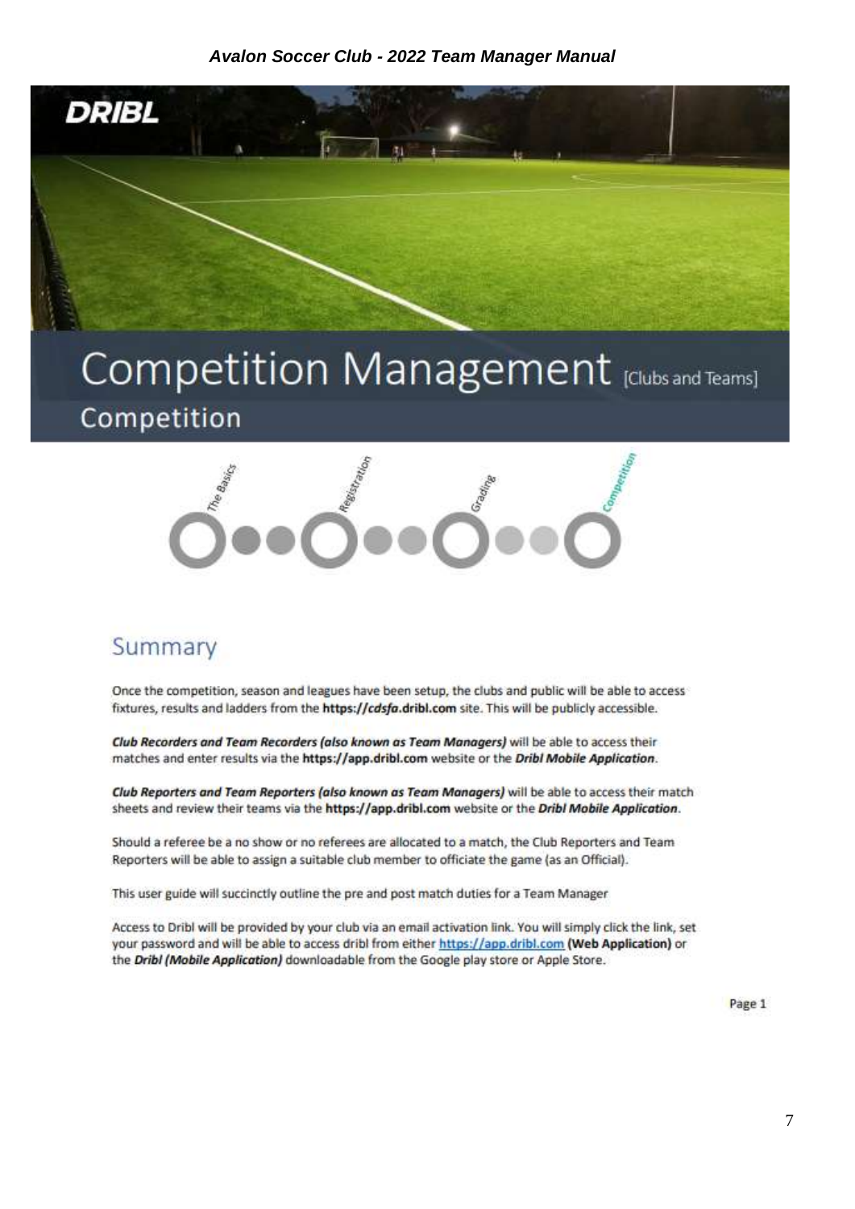DRIBL

# Competition Management [Clubs and Teams]

## Competition

The Basics · Registration · Grading · Competition

## Summary

Once the competition, season and leagues have been setup, the clubs and public will be able to access fixtures, results and ladders from the **https://*cdsfa*.dribl.com** site. This will be publicly accessible.

***Club Recorders and Team Recorders (also known as Team Managers)*** will be able to access their matches and enter results via the **https://app.dribl.com** website or the ***Dribl Mobile Application***.

***Club Reporters and Team Reporters (also known as Team Managers)*** will be able to access their match sheets and review their teams via the **https://app.dribl.com** website or the ***Dribl Mobile Application***.

Should a referee be a no show or no referees are allocated to a match, the Club Reporters and Team Reporters will be able to assign a suitable club member to officiate the game (as an Official).

This user guide will succinctly outline the pre and post match duties for a Team Manager

Access to Dribl will be provided by your club via an email activation link. You will simply click the link, set your password and will be able to access dribl from either [https://app.dribl.com](https://app.dribl.com) **(Web Application)** or the ***Dribl (Mobile Application)*** downloadable from the Google play store or Apple Store.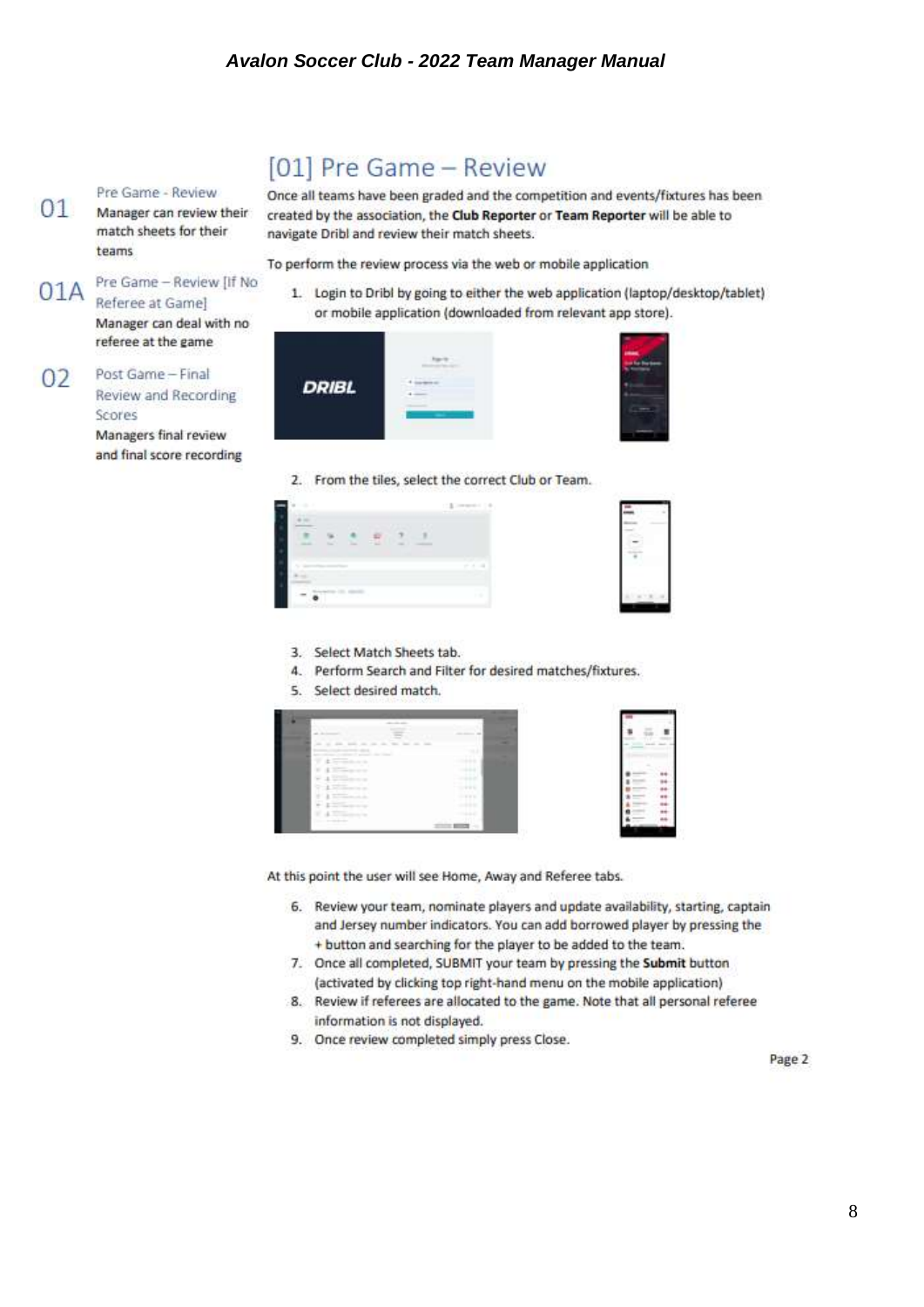01 **Pre Game - Review**
Manager can review their match sheets for their teams

01A **Pre Game – Review [If No Referee at Game]**
Manager can deal with no referee at the game

02 **Post Game – Final Review and Recording Scores**
Managers final review and final score recording

## [01] Pre Game – Review

Once all teams have been graded and the competition and events/fixtures has been created by the association, the **Club Reporter** or **Team Reporter** will be able to navigate Dribl and review their match sheets.

To perform the review process via the web or mobile application

1. Login to Dribl by going to either the web application (laptop/desktop/tablet) or mobile application (downloaded from relevant app store).
2. From the tiles, select the correct Club or Team.
3. Select Match Sheets tab.
4. Perform Search and Filter for desired matches/fixtures.
5. Select desired match.

At this point the user will see Home, Away and Referee tabs.

6. Review your team, nominate players and update availability, starting, captain and Jersey number indicators. You can add borrowed player by pressing the + button and searching for the player to be added to the team.
7. Once all completed, SUBMIT your team by pressing the **Submit** button (activated by clicking top right-hand menu on the mobile application)
8. Review if referees are allocated to the game. Note that all personal referee information is not displayed.
9. Once review completed simply press Close.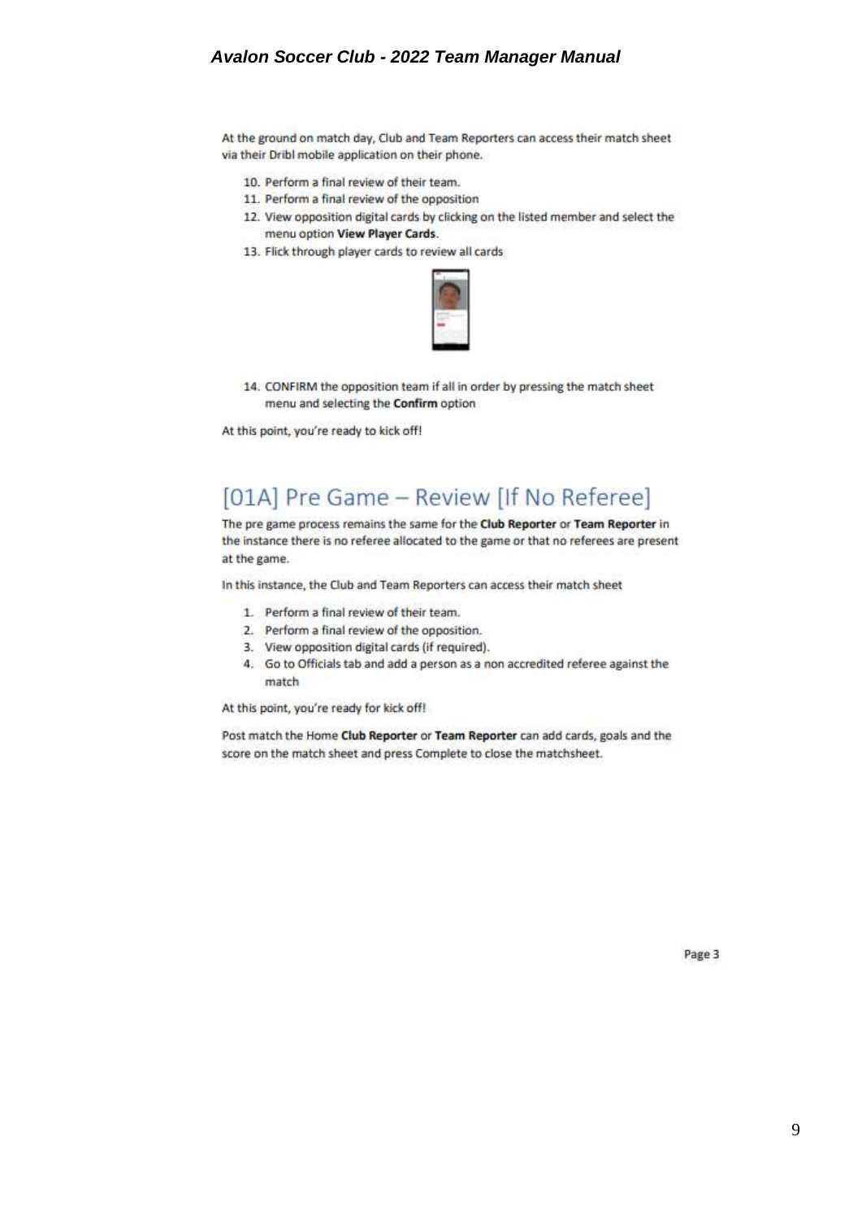At the ground on match day, Club and Team Reporters can access their match sheet via their Dribl mobile application on their phone.

10. Perform a final review of their team.
11. Perform a final review of the opposition
12. View opposition digital cards by clicking on the listed member and select the menu option **View Player Cards**.
13. Flick through player cards to review all cards

14. CONFIRM the opposition team if all in order by pressing the match sheet menu and selecting the **Confirm** option

At this point, you're ready to kick off!

## [01A] Pre Game – Review [If No Referee]

The pre game process remains the same for the **Club Reporter** or **Team Reporter** in the instance there is no referee allocated to the game or that no referees are present at the game.

In this instance, the Club and Team Reporters can access their match sheet

1. Perform a final review of their team.
2. Perform a final review of the opposition.
3. View opposition digital cards (if required).
4. Go to Officials tab and add a person as a non accredited referee against the match

At this point, you're ready for kick off!

Post match the Home **Club Reporter** or **Team Reporter** can add cards, goals and the score on the match sheet and press Complete to close the matchsheet.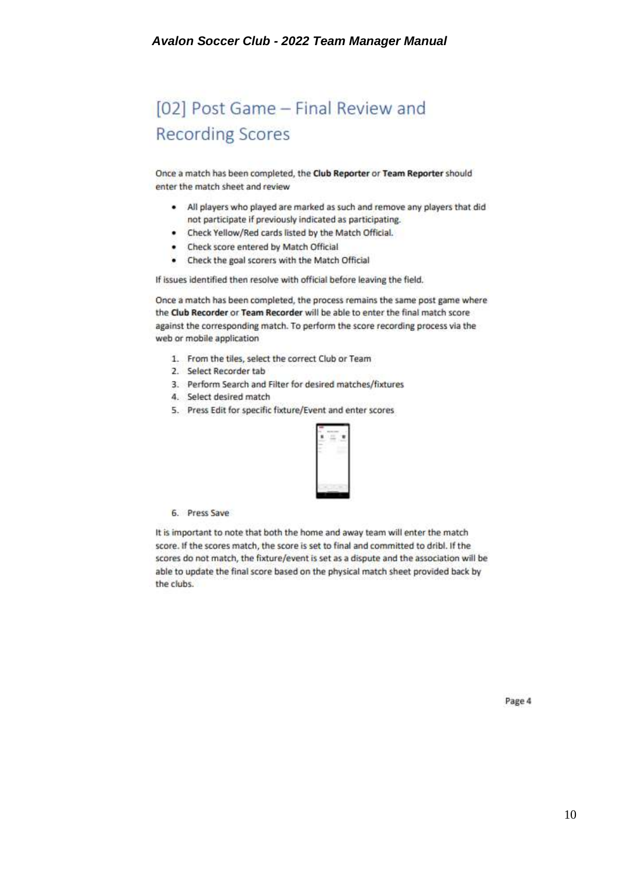## [02] Post Game – Final Review and Recording Scores

Once a match has been completed, the **Club Reporter** or **Team Reporter** should enter the match sheet and review

- All players who played are marked as such and remove any players that did not participate if previously indicated as participating.
- Check Yellow/Red cards listed by the Match Official.
- Check score entered by Match Official
- Check the goal scorers with the Match Official

If issues identified then resolve with official before leaving the field.

Once a match has been completed, the process remains the same post game where the **Club Recorder** or **Team Recorder** will be able to enter the final match score against the corresponding match. To perform the score recording process via the web or mobile application

1. From the tiles, select the correct Club or Team
2. Select Recorder tab
3. Perform Search and Filter for desired matches/fixtures
4. Select desired match
5. Press Edit for specific fixture/Event and enter scores
6. Press Save

It is important to note that both the home and away team will enter the match score. If the scores match, the score is set to final and committed to dribl. If the scores do not match, the fixture/event is set as a dispute and the association will be able to update the final score based on the physical match sheet provided back by the clubs.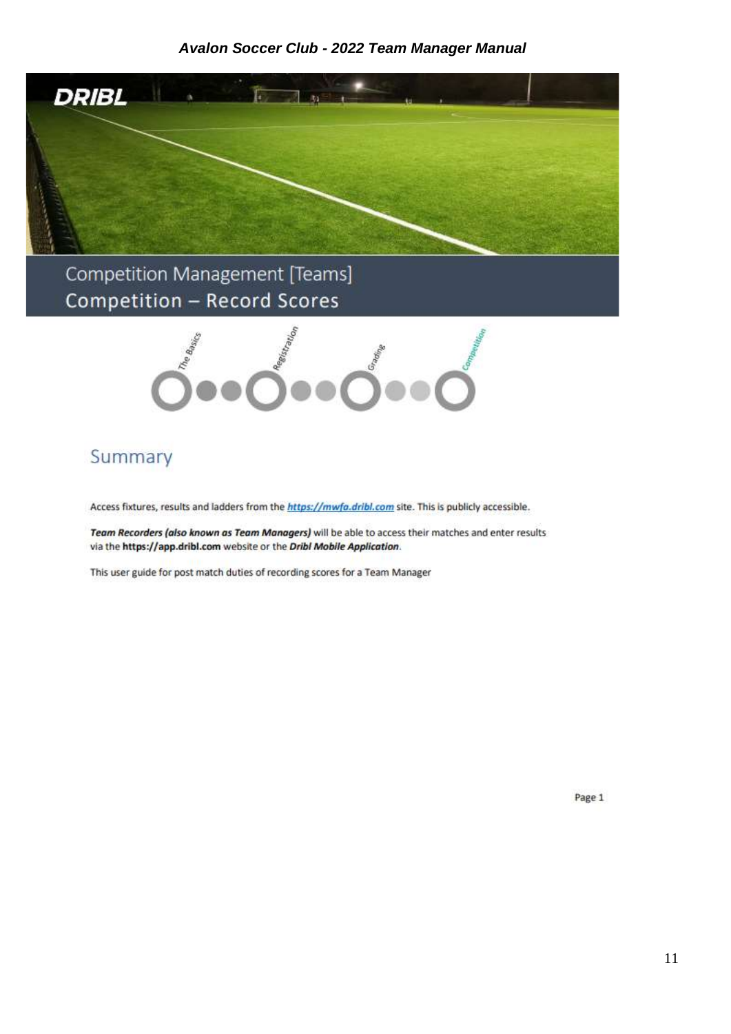DRIBL

## Competition Management [Teams]

## Competition – Record Scores

The Basics — Registration — Grading — Competition

## Summary

Access fixtures, results and ladders from the [https://mwfa.dribl.com](https://mwfa.dribl.com) site. This is publicly accessible.

***Team Recorders (also known as Team Managers)*** will be able to access their matches and enter results via the **https://app.dribl.com** website or the ***Dribl Mobile Application***.

This user guide for post match duties of recording scores for a Team Manager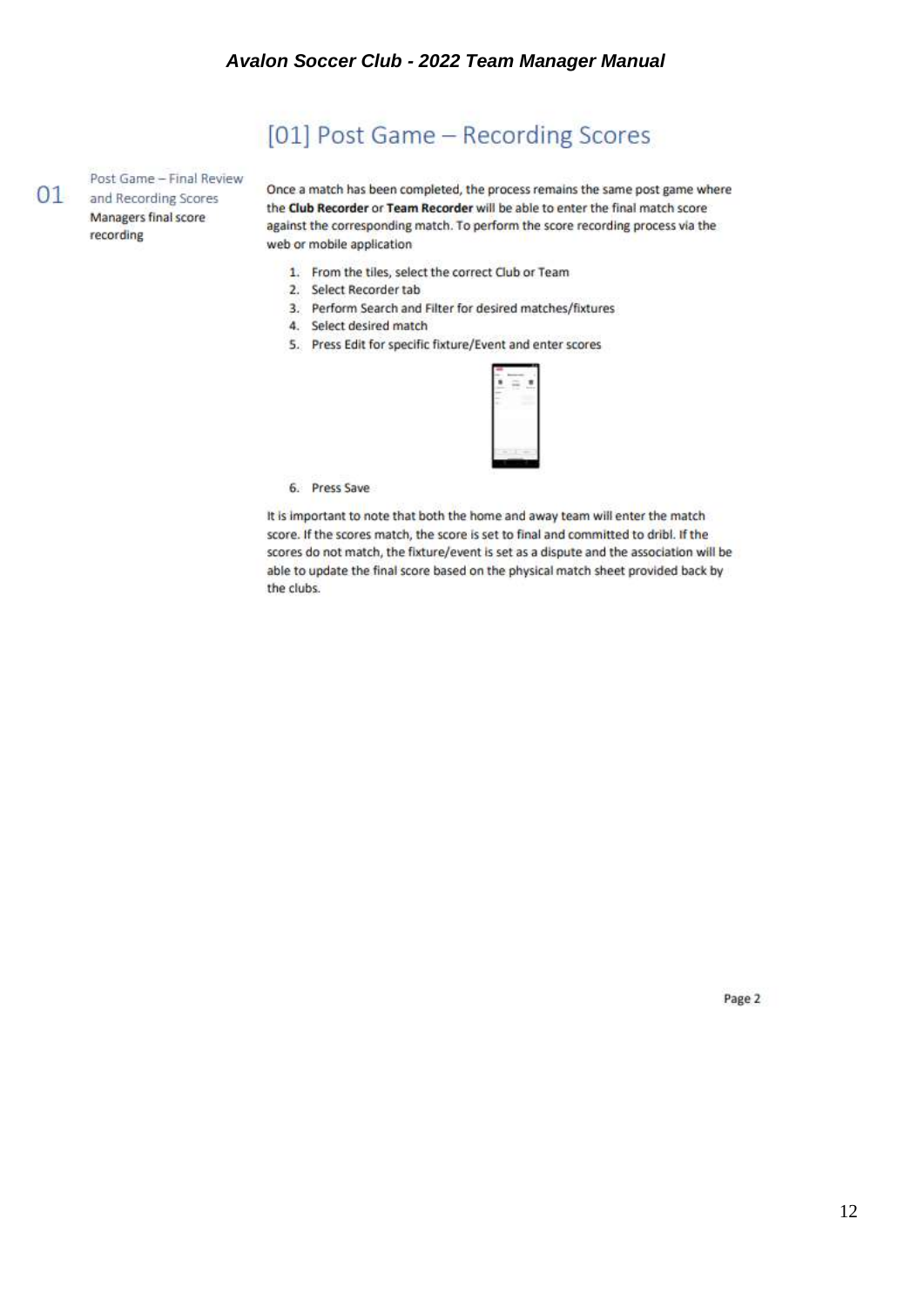# [01] Post Game – Recording Scores

01 Post Game – Final Review and Recording Scores

Managers final score recording

Once a match has been completed, the process remains the same post game where the **Club Recorder** or **Team Recorder** will be able to enter the final match score against the corresponding match. To perform the score recording process via the web or mobile application

1. From the tiles, select the correct Club or Team
2. Select Recorder tab
3. Perform Search and Filter for desired matches/fixtures
4. Select desired match
5. Press Edit for specific fixture/Event and enter scores
6. Press Save

It is important to note that both the home and away team will enter the match score. If the scores match, the score is set to final and committed to dribl. If the scores do not match, the fixture/event is set as a dispute and the association will be able to update the final score based on the physical match sheet provided back by the clubs.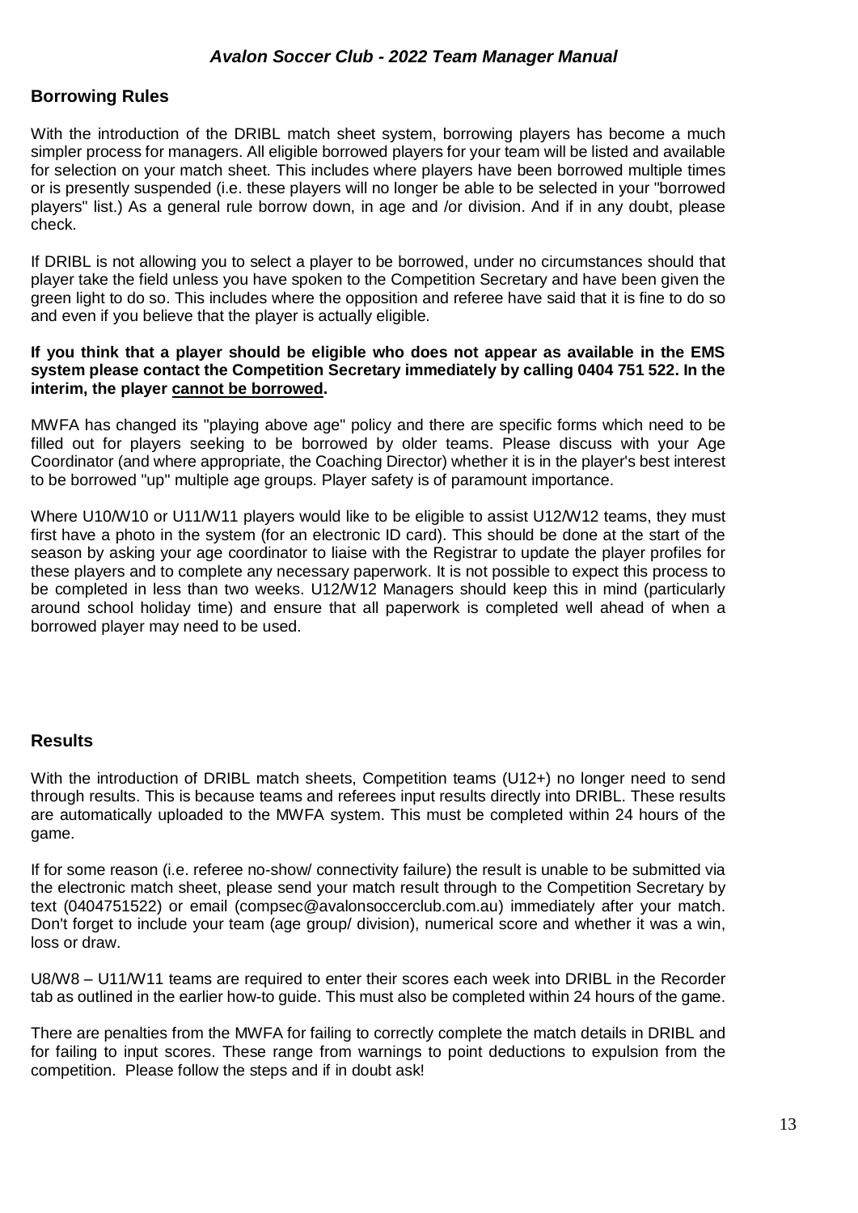## Borrowing Rules

With the introduction of the DRIBL match sheet system, borrowing players has become a much simpler process for managers. All eligible borrowed players for your team will be listed and available for selection on your match sheet. This includes where players have been borrowed multiple times or is presently suspended (i.e. these players will no longer be able to be selected in your "borrowed players" list.) As a general rule borrow down, in age and /or division. And if in any doubt, please check.

If DRIBL is not allowing you to select a player to be borrowed, under no circumstances should that player take the field unless you have spoken to the Competition Secretary and have been given the green light to do so. This includes where the opposition and referee have said that it is fine to do so and even if you believe that the player is actually eligible.

**If you think that a player should be eligible who does not appear as available in the EMS system please contact the Competition Secretary immediately by calling 0404 751 522. In the interim, the player <u>cannot be borrowed</u>.**

MWFA has changed its "playing above age" policy and there are specific forms which need to be filled out for players seeking to be borrowed by older teams. Please discuss with your Age Coordinator (and where appropriate, the Coaching Director) whether it is in the player's best interest to be borrowed "up" multiple age groups. Player safety is of paramount importance.

Where U10/W10 or U11/W11 players would like to be eligible to assist U12/W12 teams, they must first have a photo in the system (for an electronic ID card). This should be done at the start of the season by asking your age coordinator to liaise with the Registrar to update the player profiles for these players and to complete any necessary paperwork. It is not possible to expect this process to be completed in less than two weeks. U12/W12 Managers should keep this in mind (particularly around school holiday time) and ensure that all paperwork is completed well ahead of when a borrowed player may need to be used.

## Results

With the introduction of DRIBL match sheets, Competition teams (U12+) no longer need to send through results. This is because teams and referees input results directly into DRIBL. These results are automatically uploaded to the MWFA system. This must be completed within 24 hours of the game.

If for some reason (i.e. referee no-show/ connectivity failure) the result is unable to be submitted via the electronic match sheet, please send your match result through to the Competition Secretary by text (0404751522) or email (compsec@avalonsoccerclub.com.au) immediately after your match. Don't forget to include your team (age group/ division), numerical score and whether it was a win, loss or draw.

U8/W8 – U11/W11 teams are required to enter their scores each week into DRIBL in the Recorder tab as outlined in the earlier how-to guide. This must also be completed within 24 hours of the game.

There are penalties from the MWFA for failing to correctly complete the match details in DRIBL and for failing to input scores. These range from warnings to point deductions to expulsion from the competition. Please follow the steps and if in doubt ask!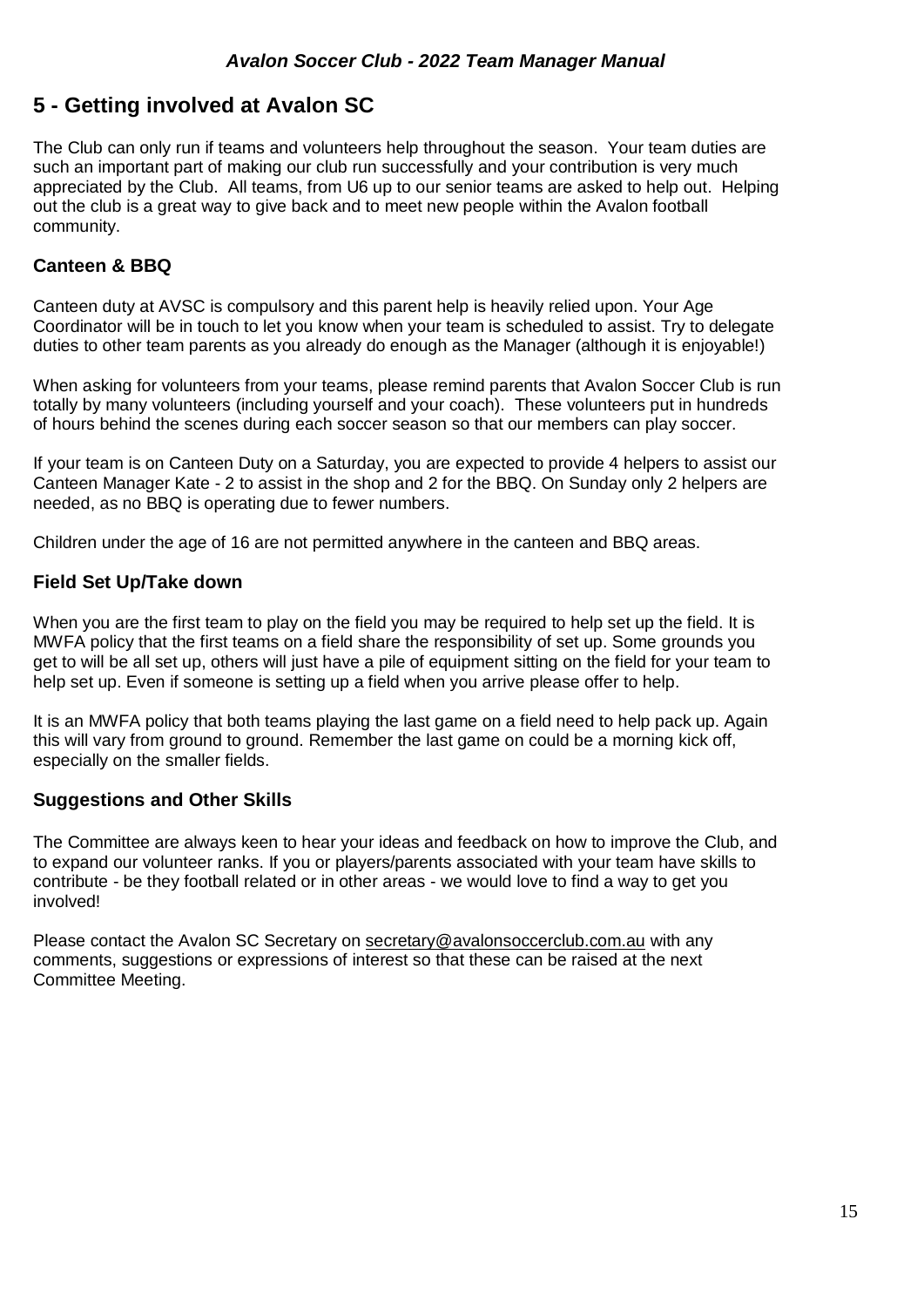## 5 - Getting involved at Avalon SC

The Club can only run if teams and volunteers help throughout the season. Your team duties are such an important part of making our club run successfully and your contribution is very much appreciated by the Club. All teams, from U6 up to our senior teams are asked to help out. Helping out the club is a great way to give back and to meet new people within the Avalon football community.

### Canteen & BBQ

Canteen duty at AVSC is compulsory and this parent help is heavily relied upon. Your Age Coordinator will be in touch to let you know when your team is scheduled to assist. Try to delegate duties to other team parents as you already do enough as the Manager (although it is enjoyable!)

When asking for volunteers from your teams, please remind parents that Avalon Soccer Club is run totally by many volunteers (including yourself and your coach). These volunteers put in hundreds of hours behind the scenes during each soccer season so that our members can play soccer.

If your team is on Canteen Duty on a Saturday, you are expected to provide 4 helpers to assist our Canteen Manager Kate - 2 to assist in the shop and 2 for the BBQ. On Sunday only 2 helpers are needed, as no BBQ is operating due to fewer numbers.

Children under the age of 16 are not permitted anywhere in the canteen and BBQ areas.

### Field Set Up/Take down

When you are the first team to play on the field you may be required to help set up the field. It is MWFA policy that the first teams on a field share the responsibility of set up. Some grounds you get to will be all set up, others will just have a pile of equipment sitting on the field for your team to help set up. Even if someone is setting up a field when you arrive please offer to help.

It is an MWFA policy that both teams playing the last game on a field need to help pack up. Again this will vary from ground to ground. Remember the last game on could be a morning kick off, especially on the smaller fields.

### Suggestions and Other Skills

The Committee are always keen to hear your ideas and feedback on how to improve the Club, and to expand our volunteer ranks. If you or players/parents associated with your team have skills to contribute - be they football related or in other areas - we would love to find a way to get you involved!

Please contact the Avalon SC Secretary on secretary@avalonsoccerclub.com.au with any comments, suggestions or expressions of interest so that these can be raised at the next Committee Meeting.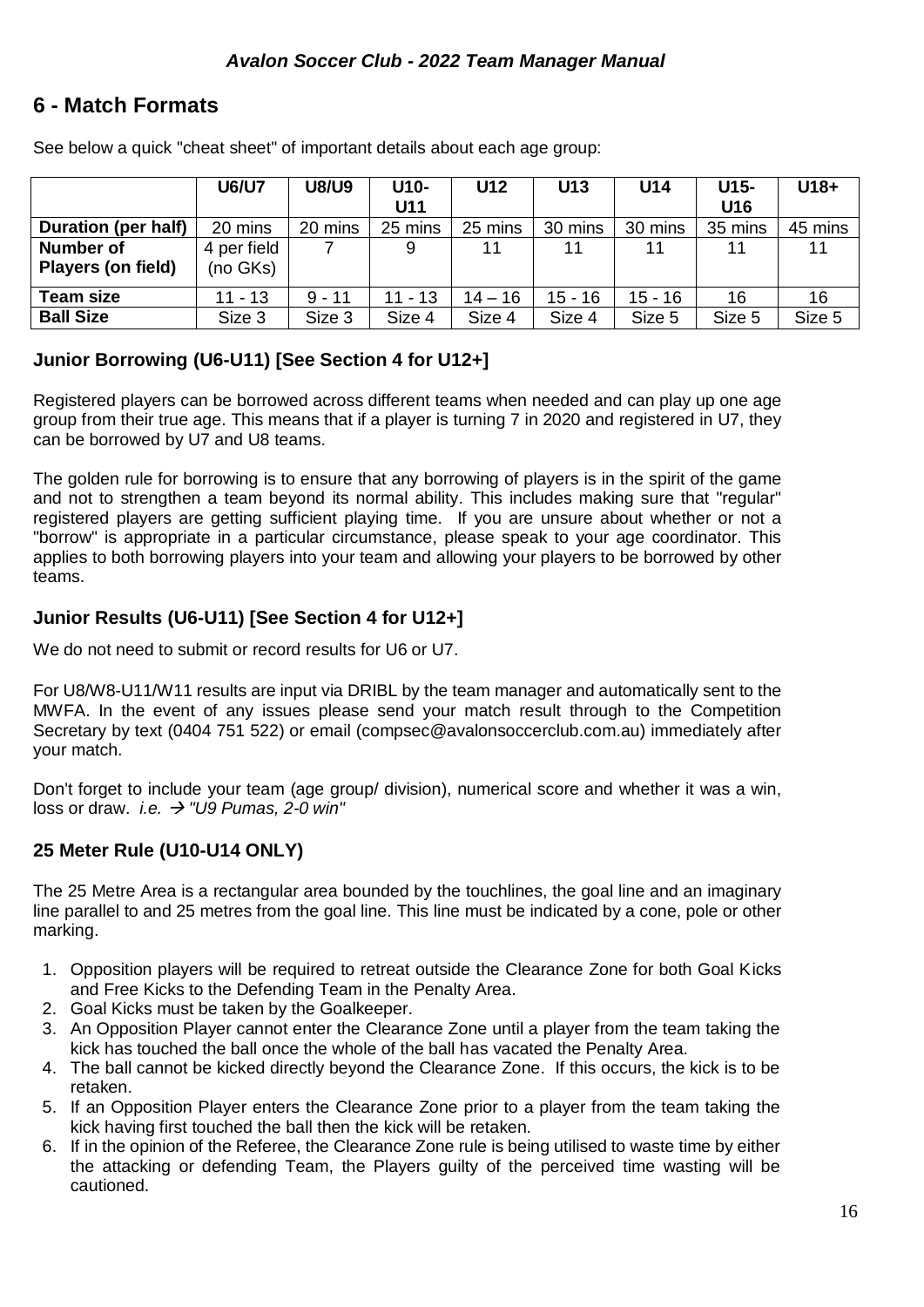## 6 - Match Formats

See below a quick "cheat sheet" of important details about each age group:

| | U6/U7 | U8/U9 | U10-U11 | U12 | U13 | U14 | U15-U16 | U18+ |
|---|---|---|---|---|---|---|---|---|
| **Duration (per half)** | 20 mins | 20 mins | 25 mins | 25 mins | 30 mins | 30 mins | 35 mins | 45 mins |
| **Number of Players (on field)** | 4 per field (no GKs) | 7 | 9 | 11 | 11 | 11 | 11 | 11 |
| **Team size** | 11 - 13 | 9 - 11 | 11 - 13 | 14 – 16 | 15 - 16 | 15 - 16 | 16 | 16 |
| **Ball Size** | Size 3 | Size 3 | Size 4 | Size 4 | Size 4 | Size 5 | Size 5 | Size 5 |

### Junior Borrowing (U6-U11) [See Section 4 for U12+]

Registered players can be borrowed across different teams when needed and can play up one age group from their true age. This means that if a player is turning 7 in 2020 and registered in U7, they can be borrowed by U7 and U8 teams.

The golden rule for borrowing is to ensure that any borrowing of players is in the spirit of the game and not to strengthen a team beyond its normal ability. This includes making sure that "regular" registered players are getting sufficient playing time. If you are unsure about whether or not a "borrow" is appropriate in a particular circumstance, please speak to your age coordinator. This applies to both borrowing players into your team and allowing your players to be borrowed by other teams.

### Junior Results (U6-U11) [See Section 4 for U12+]

We do not need to submit or record results for U6 or U7.

For U8/W8-U11/W11 results are input via DRIBL by the team manager and automatically sent to the MWFA. In the event of any issues please send your match result through to the Competition Secretary by text (0404 751 522) or email (compsec@avalonsoccerclub.com.au) immediately after your match.

Don't forget to include your team (age group/ division), numerical score and whether it was a win, loss or draw. *i.e. → "U9 Pumas, 2-0 win"*

### 25 Meter Rule (U10-U14 ONLY)

The 25 Metre Area is a rectangular area bounded by the touchlines, the goal line and an imaginary line parallel to and 25 metres from the goal line. This line must be indicated by a cone, pole or other marking.

1. Opposition players will be required to retreat outside the Clearance Zone for both Goal Kicks and Free Kicks to the Defending Team in the Penalty Area.
2. Goal Kicks must be taken by the Goalkeeper.
3. An Opposition Player cannot enter the Clearance Zone until a player from the team taking the kick has touched the ball once the whole of the ball has vacated the Penalty Area.
4. The ball cannot be kicked directly beyond the Clearance Zone. If this occurs, the kick is to be retaken.
5. If an Opposition Player enters the Clearance Zone prior to a player from the team taking the kick having first touched the ball then the kick will be retaken.
6. If in the opinion of the Referee, the Clearance Zone rule is being utilised to waste time by either the attacking or defending Team, the Players guilty of the perceived time wasting will be cautioned.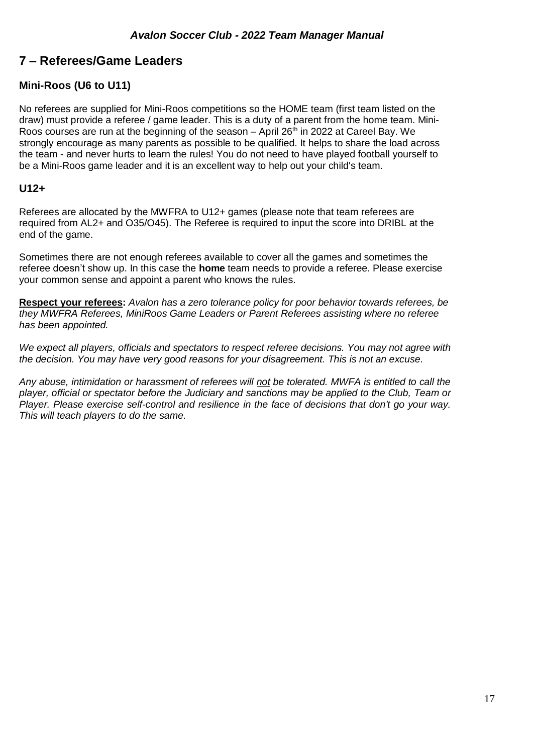## 7 – Referees/Game Leaders

### Mini-Roos (U6 to U11)

No referees are supplied for Mini-Roos competitions so the HOME team (first team listed on the draw) must provide a referee / game leader. This is a duty of a parent from the home team. Mini-Roos courses are run at the beginning of the season – April 26th in 2022 at Careel Bay. We strongly encourage as many parents as possible to be qualified. It helps to share the load across the team - and never hurts to learn the rules! You do not need to have played football yourself to be a Mini-Roos game leader and it is an excellent way to help out your child's team.

### U12+

Referees are allocated by the MWFRA to U12+ games (please note that team referees are required from AL2+ and O35/O45). The Referee is required to input the score into DRIBL at the end of the game.

Sometimes there are not enough referees available to cover all the games and sometimes the referee doesn't show up. In this case the **home** team needs to provide a referee. Please exercise your common sense and appoint a parent who knows the rules.

**Respect your referees:** *Avalon has a zero tolerance policy for poor behavior towards referees, be they MWFRA Referees, MiniRoos Game Leaders or Parent Referees assisting where no referee has been appointed.*

*We expect all players, officials and spectators to respect referee decisions. You may not agree with the decision. You may have very good reasons for your disagreement. This is not an excuse.*

*Any abuse, intimidation or harassment of referees will <u>not</u> be tolerated. MWFA is entitled to call the player, official or spectator before the Judiciary and sanctions may be applied to the Club, Team or Player. Please exercise self-control and resilience in the face of decisions that don't go your way. This will teach players to do the same.*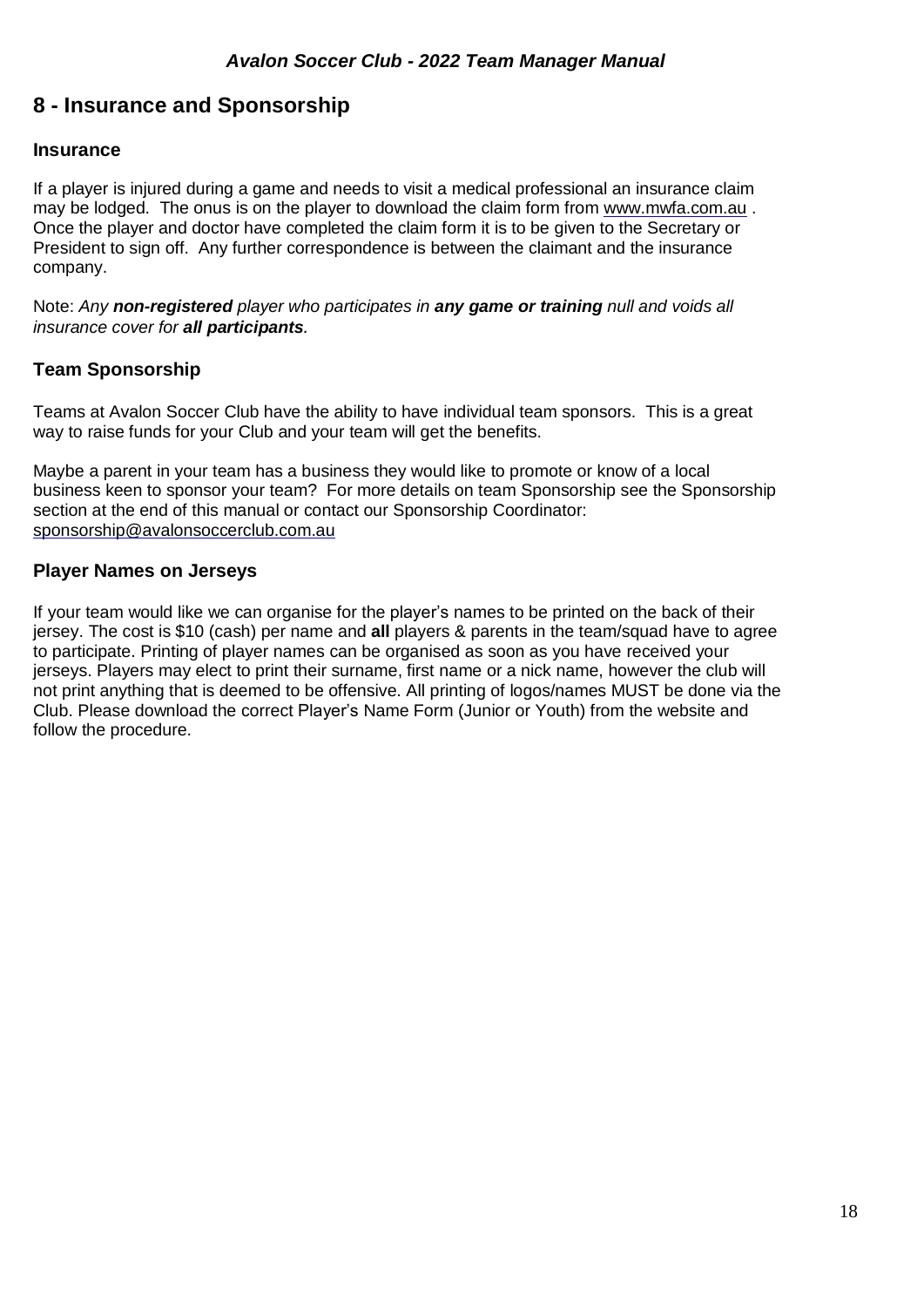# 8 - Insurance and Sponsorship

### Insurance

If a player is injured during a game and needs to visit a medical professional an insurance claim may be lodged. The onus is on the player to download the claim form from www.mwfa.com.au . Once the player and doctor have completed the claim form it is to be given to the Secretary or President to sign off. Any further correspondence is between the claimant and the insurance company.

Note: *Any **non-registered** player who participates in **any game or training** null and voids all insurance cover for **all participants**.*

## Team Sponsorship

Teams at Avalon Soccer Club have the ability to have individual team sponsors. This is a great way to raise funds for your Club and your team will get the benefits.

Maybe a parent in your team has a business they would like to promote or know of a local business keen to sponsor your team? For more details on team Sponsorship see the Sponsorship section at the end of this manual or contact our Sponsorship Coordinator: sponsorship@avalonsoccerclub.com.au

## Player Names on Jerseys

If your team would like we can organise for the player's names to be printed on the back of their jersey. The cost is $10 (cash) per name and **all** players & parents in the team/squad have to agree to participate. Printing of player names can be organised as soon as you have received your jerseys. Players may elect to print their surname, first name or a nick name, however the club will not print anything that is deemed to be offensive. All printing of logos/names MUST be done via the Club. Please download the correct Player's Name Form (Junior or Youth) from the website and follow the procedure.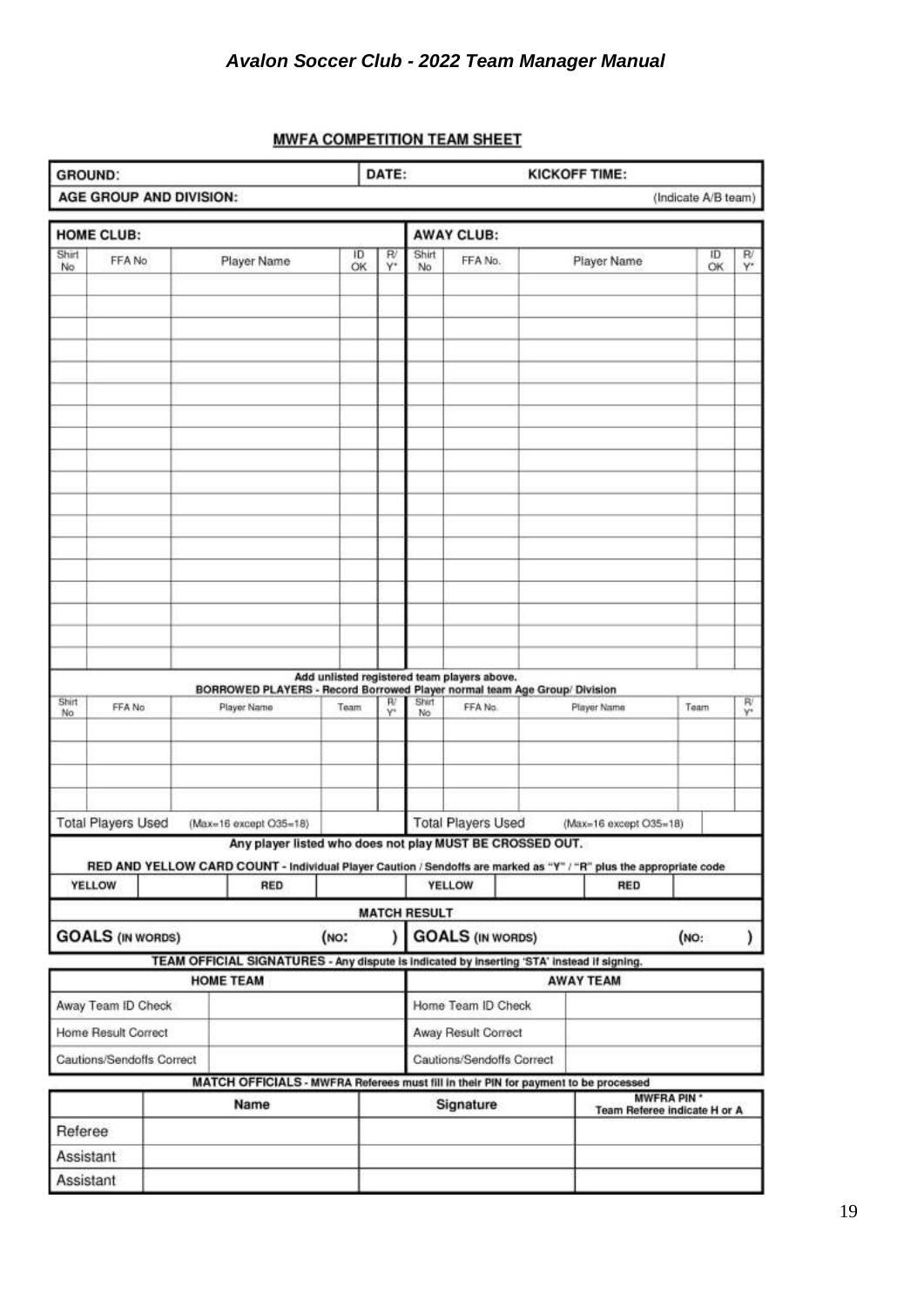## MWFA COMPETITION TEAM SHEET

| GROUND: | DATE: | KICKOFF TIME: |
|---|---|---|
| AGE GROUP AND DIVISION: | | (Indicate A/B team) |

| HOME CLUB: | | | | | AWAY CLUB: | | | | |
|---|---|---|---|---|---|---|---|---|---|
| Shirt No | FFA No | Player Name | ID OK | R/ Y* | Shirt No | FFA No. | Player Name | ID OK | R/ Y* |
| | | | | | | | | | |
| | | | | | | | | | |
| | | | | | | | | | |
| | | | | | | | | | |
| | | | | | | | | | |
| | | | | | | | | | |
| | | | | | | | | | |
| | | | | | | | | | |
| | | | | | | | | | |
| | | | | | | | | | |
| | | | | | | | | | |
| | | | | | | | | | |
| | | | | | | | | | |
| | | | | | | | | | |
| | | | | | | | | | |
| | | | | | | | | | |
| | | | | | | | | | |
| | | | | | | | | | |

Add unlisted registered team players above.
BORROWED PLAYERS - Record Borrowed Player normal team Age Group/ Division

| Shirt No | FFA No | Player Name | Team | R/ Y* | Shirt No | FFA No. | Player Name | Team | R/ Y* |
|---|---|---|---|---|---|---|---|---|---|
| | | | | | | | | | |
| | | | | | | | | | |
| | | | | | | | | | |
| | | | | | | | | | |
| Total Players Used | (Max=16 except O35=18) | | | | Total Players Used | (Max=16 except O35=18) | | | |

Any player listed who does not play MUST BE CROSSED OUT.

RED AND YELLOW CARD COUNT - Individual Player Caution / Sendoffs are marked as "Y" / "R" plus the appropriate code

| YELLOW | | RED | | YELLOW | | RED | |
|---|---|---|---|---|---|---|---|

**MATCH RESULT**

| GOALS (IN WORDS) | (NO: ) | GOALS (IN WORDS) | (NO: ) |
|---|---|---|---|

TEAM OFFICIAL SIGNATURES - Any dispute is indicated by inserting 'STA' instead if signing.

| HOME TEAM | | AWAY TEAM | |
|---|---|---|---|
| Away Team ID Check | | Home Team ID Check | |
| Home Result Correct | | Away Result Correct | |
| Cautions/Sendoffs Correct | | Cautions/Sendoffs Correct | |

MATCH OFFICIALS - MWFRA Referees must fill in their PIN for payment to be processed

| | Name | Signature | MWFRA PIN * Team Referee indicate H or A |
|---|---|---|---|
| Referee | | | |
| Assistant | | | |
| Assistant | | | |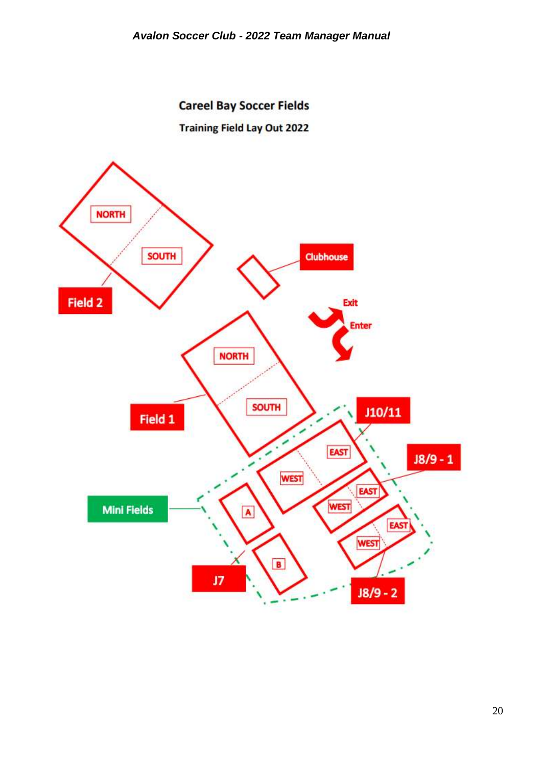## Careel Bay Soccer Fields

### Training Field Lay Out 2022

Field 2

NORTH

SOUTH

Clubhouse

Exit

Enter

Field 1

NORTH

SOUTH

J10/11

EAST

WEST

J8/9 - 1

EAST

WEST

EAST

WEST

J8/9 - 2

Mini Fields

A

B

J7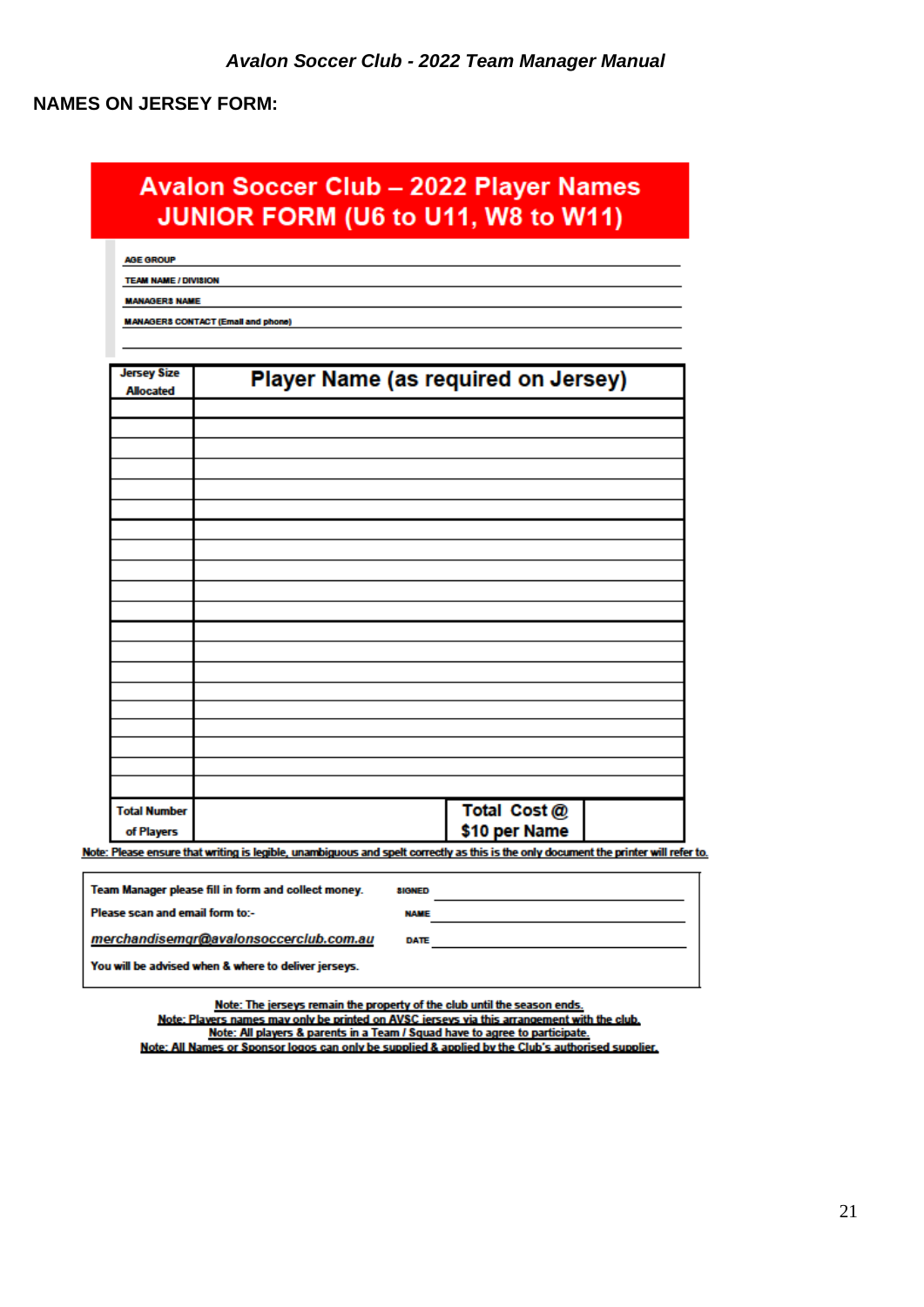## NAMES ON JERSEY FORM:

**Avalon Soccer Club – 2022 Player Names**
**JUNIOR FORM (U6 to U11, W8 to W11)**

AGE GROUP ______________________

TEAM NAME / DIVISION ______________________

MANAGERS NAME ______________________

MANAGERS CONTACT (Email and phone) ______________________

| Jersey Size Allocated | Player Name (as required on Jersey) | | |
|---|---|---|---|
| | | | |
| | | | |
| | | | |
| | | | |
| | | | |
| | | | |
| | | | |
| | | | |
| | | | |
| | | | |
| | | | |
| | | | |
| | | | |
| | | | |
| | | | |
| | | | |
| | | | |
| | | | |
| | | | |
| | | | |
| Total Number of Players | | Total Cost @ $10 per Name | |

Note: Please ensure that writing is legible, unambiguous and spelt correctly as this is the only document the printer will refer to.

| | |
|---|---|
| Team Manager please fill in form and collect money. | SIGNED ______________________ |
| Please scan and email form to:- | NAME ______________________ |
| *merchandisemgr@avalonsoccerclub.com.au* | DATE ______________________ |
| You will be advised when & where to deliver jerseys. | |

Note: The jerseys remain the property of the club until the season ends.
Note: Players names may only be printed on AVSC jerseys via this arrangement with the club.
Note: All players & parents in a Team / Squad have to agree to participate.
Note: All Names or Sponsor logos can only be supplied & applied by the Club's authorised supplier.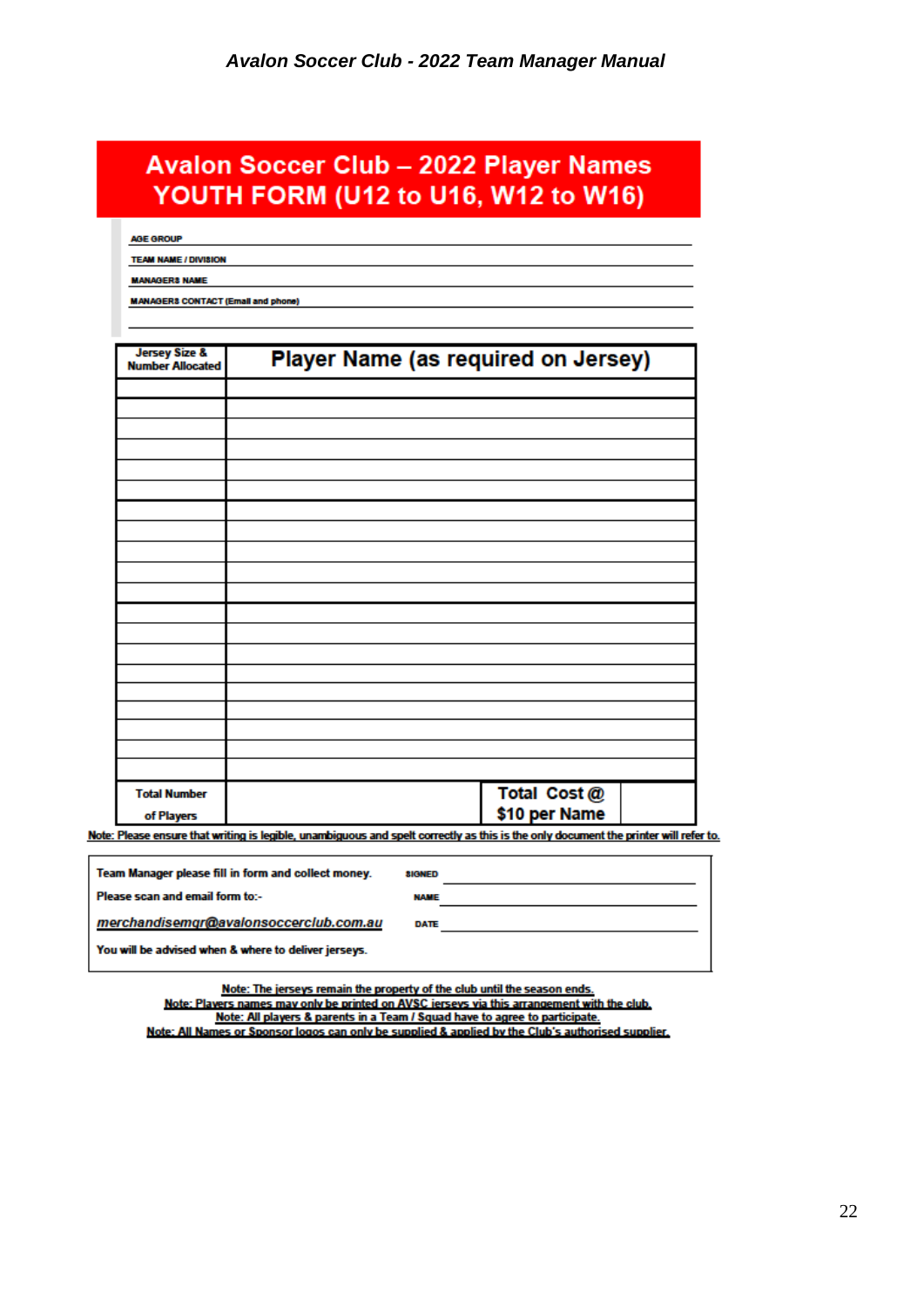# Avalon Soccer Club – 2022 Player Names
# YOUTH FORM (U12 to U16, W12 to W16)

**AGE GROUP** ____________________

**TEAM NAME / DIVISION** ____________________

**MANAGERS NAME** ____________________

**MANAGERS CONTACT (Email and phone)** ____________________

| Jersey Size & Number Allocated | Player Name (as required on Jersey) | | |
|---|---|---|---|
| | | | |
| | | | |
| | | | |
| | | | |
| | | | |
| | | | |
| | | | |
| | | | |
| | | | |
| | | | |
| | | | |
| | | | |
| | | | |
| | | | |
| | | | |
| | | | |
| | | | |
| | | | |
| | | | |
| | | | |
| Total Number of Players | | Total Cost @ $10 per Name | |

Note: Please ensure that writing is legible, unambiguous and spelt correctly as this is the only document the printer will refer to.

Team Manager please fill in form and collect money.

Please scan and email form to:-

*merchandisemgr@avalonsoccerclub.com.au*

You will be advised when & where to deliver jerseys.

**SIGNED** ____________________

**NAME** ____________________

**DATE** ____________________

Note: The jerseys remain the property of the club until the season ends.

Note: Players names may only be printed on AVSC jerseys via this arrangement with the club.

Note: All players & parents in a Team / Squad have to agree to participate.

Note: All Names or Sponsor logos can only be supplied & applied by the Club's authorised supplier.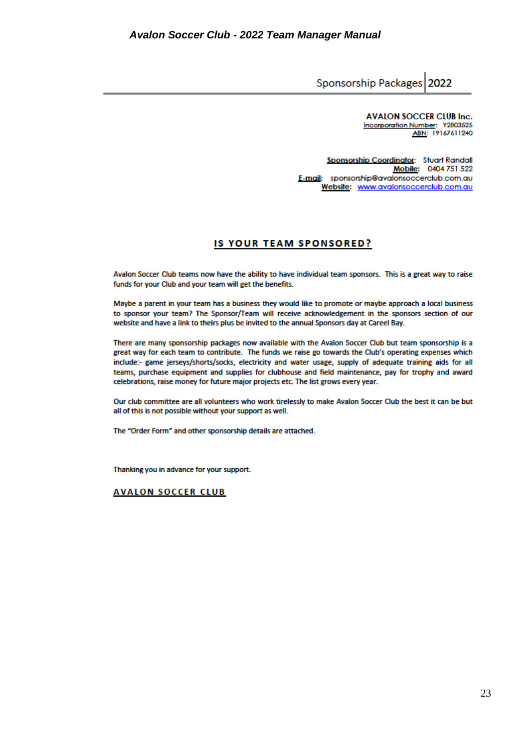Sponsorship Packages | 2022

**AVALON SOCCER CLUB Inc.**
Incorporation Number: Y2803525
ABN: 19167611240

**Sponsorship Coordinator:** Stuart Randall
**Mobile:** 0404 751 522
**E-mail:** sponsorship@avalonsoccerclub.com.au
**Website:** www.avalonsoccerclub.com.au

## IS YOUR TEAM SPONSORED?

Avalon Soccer Club teams now have the ability to have individual team sponsors. This is a great way to raise funds for your Club and your team will get the benefits.

Maybe a parent in your team has a business they would like to promote or maybe approach a local business to sponsor your team? The Sponsor/Team will receive acknowledgement in the sponsors section of our website and have a link to theirs plus be invited to the annual Sponsors day at Careel Bay.

There are many sponsorship packages now available with the Avalon Soccer Club but team sponsorship is a great way for each team to contribute. The funds we raise go towards the Club's operating expenses which include:- game jerseys/shorts/socks, electricity and water usage, supply of adequate training aids for all teams, purchase equipment and supplies for clubhouse and field maintenance, pay for trophy and award celebrations, raise money for future major projects etc. The list grows every year.

Our club committee are all volunteers who work tirelessly to make Avalon Soccer Club the best it can be but all of this is not possible without your support as well.

The "Order Form" and other sponsorship details are attached.

Thanking you in advance for your support.

**AVALON SOCCER CLUB**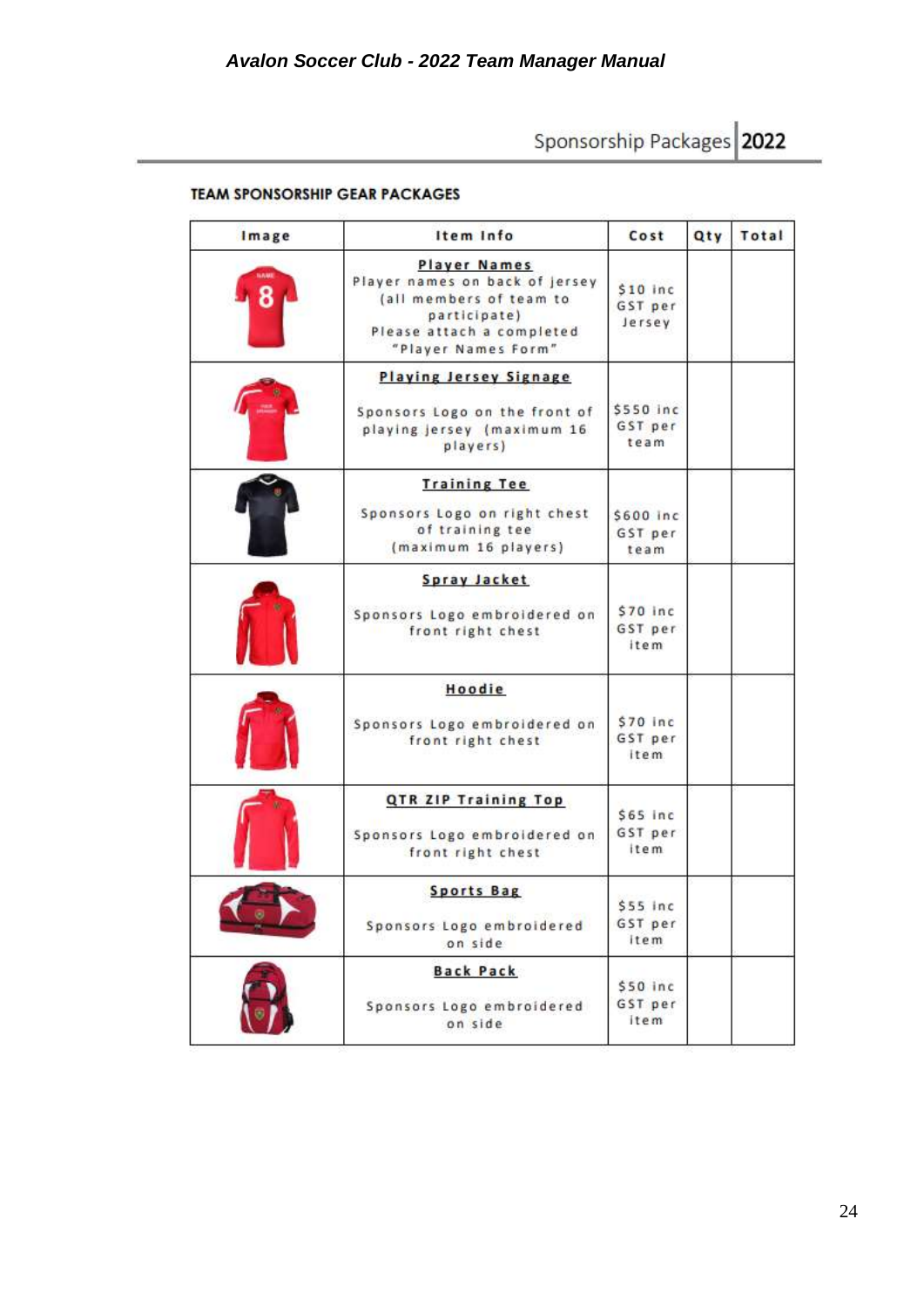# Sponsorship Packages 2022

## TEAM SPONSORSHIP GEAR PACKAGES

| Image | Item Info | Cost | Qty | Total |
|---|---|---|---|---|
| | **Player Names** Player names on back of jersey (all members of team to participate) Please attach a completed "Player Names Form" | $10 inc GST per Jersey | | |
| | **Playing Jersey Signage** Sponsors Logo on the front of playing jersey (maximum 16 players) | $550 inc GST per team | | |
| | **Training Tee** Sponsors Logo on right chest of training tee (maximum 16 players) | $600 inc GST per team | | |
| | **Spray Jacket** Sponsors Logo embroidered on front right chest | $70 inc GST per item | | |
| | **Hoodie** Sponsors Logo embroidered on front right chest | $70 inc GST per item | | |
| | **QTR ZIP Training Top** Sponsors Logo embroidered on front right chest | $65 inc GST per item | | |
| | **Sports Bag** Sponsors Logo embroidered on side | $55 inc GST per item | | |
| | **Back Pack** Sponsors Logo embroidered on side | $50 inc GST per item | | |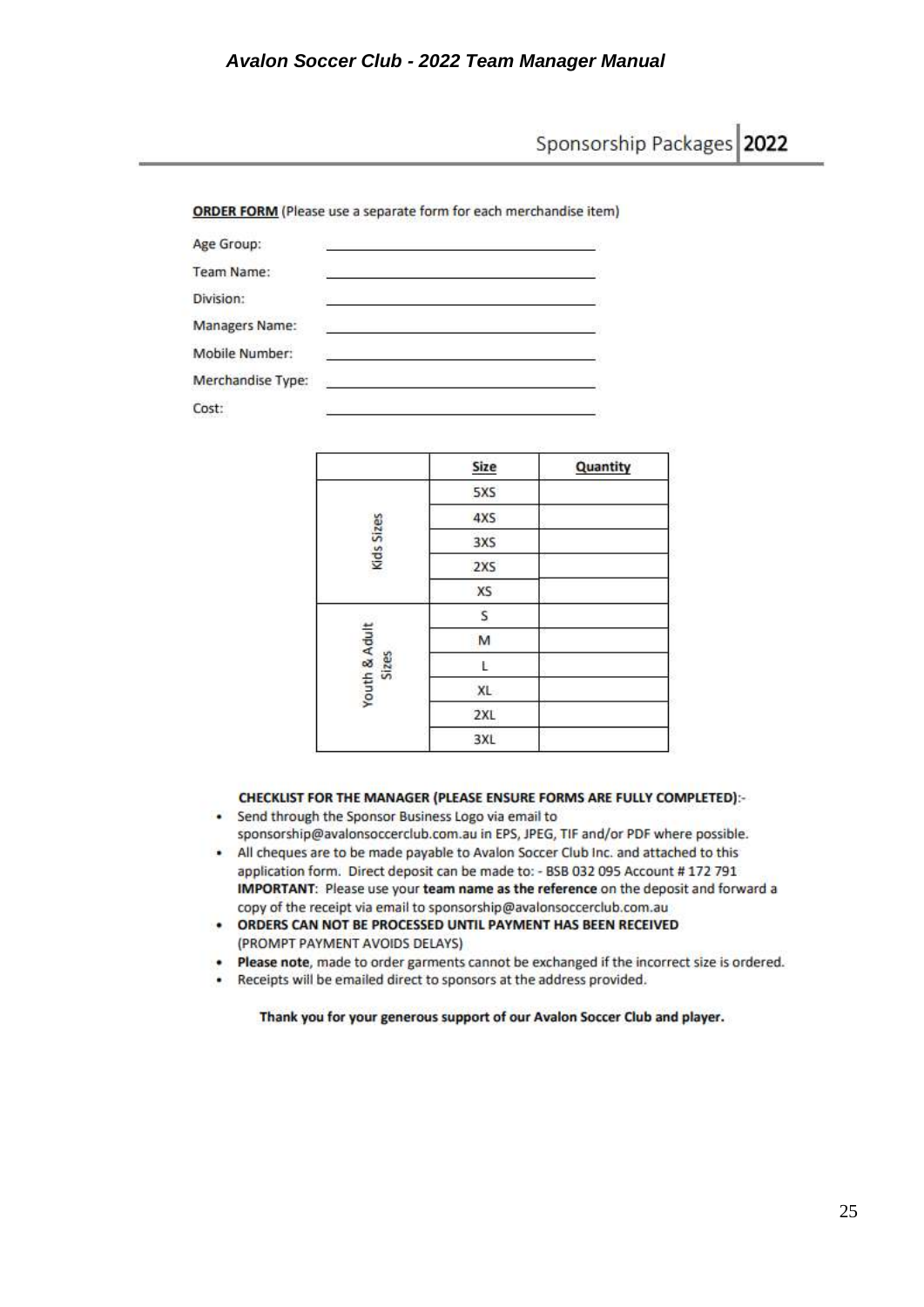## Sponsorship Packages **2022**

**ORDER FORM** (Please use a separate form for each merchandise item)

Age Group: ______________________

Team Name: ______________________

Division: ______________________

Managers Name: ______________________

Mobile Number: ______________________

Merchandise Type: ______________________

Cost: ______________________

| | Size | Quantity |
|---|---|---|
| Kids Sizes | 5XS | |
| | 4XS | |
| | 3XS | |
| | 2XS | |
| | XS | |
| Youth & Adult Sizes | S | |
| | M | |
| | L | |
| | XL | |
| | 2XL | |
| | 3XL | |

**CHECKLIST FOR THE MANAGER (PLEASE ENSURE FORMS ARE FULLY COMPLETED):-**

- Send through the Sponsor Business Logo via email to sponsorship@avalonsoccerclub.com.au in EPS, JPEG, TIF and/or PDF where possible.
- All cheques are to be made payable to Avalon Soccer Club Inc. and attached to this application form. Direct deposit can be made to: - BSB 032 095 Account # 172 791 **IMPORTANT**: Please use your **team name as the reference** on the deposit and forward a copy of the receipt via email to sponsorship@avalonsoccerclub.com.au
- **ORDERS CAN NOT BE PROCESSED UNTIL PAYMENT HAS BEEN RECEIVED** (PROMPT PAYMENT AVOIDS DELAYS)
- **Please note**, made to order garments cannot be exchanged if the incorrect size is ordered.
- Receipts will be emailed direct to sponsors at the address provided.

**Thank you for your generous support of our Avalon Soccer Club and player.**